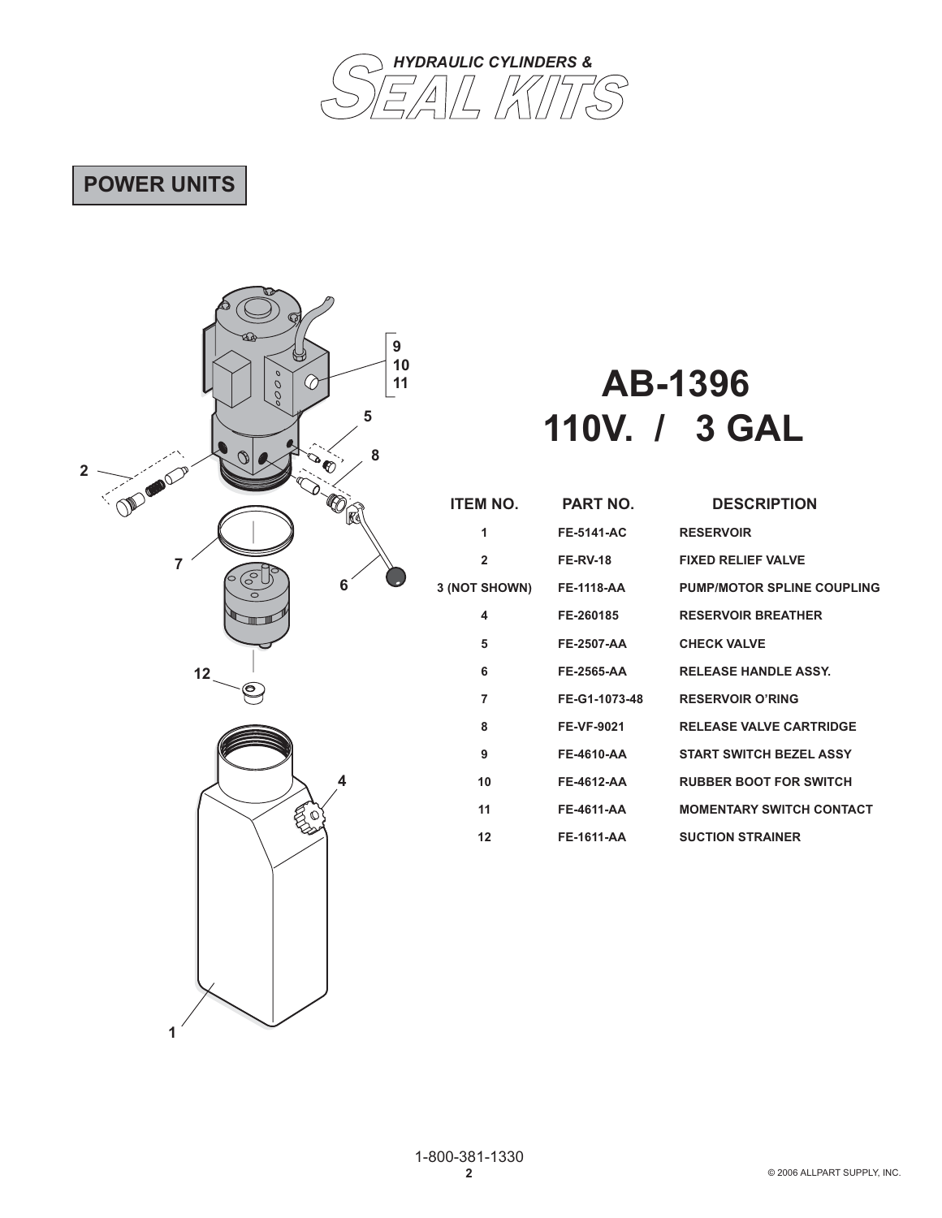# HYDRAULIC CYLINDERS & SEAL KITS

## POWER UNITS

# AB-1396
# 110V. / 3 GAL

| ITEM NO. | PART NO. | DESCRIPTION |
|---|---|---|
| 1 | FE-5141-AC | RESERVOIR |
| 2 | FE-RV-18 | FIXED RELIEF VALVE |
| 3 (NOT SHOWN) | FE-1118-AA | PUMP/MOTOR SPLINE COUPLING |
| 4 | FE-260185 | RESERVOIR BREATHER |
| 5 | FE-2507-AA | CHECK VALVE |
| 6 | FE-2565-AA | RELEASE HANDLE ASSY. |
| 7 | FE-G1-1073-48 | RESERVOIR O'RING |
| 8 | FE-VF-9021 | RELEASE VALVE CARTRIDGE |
| 9 | FE-4610-AA | START SWITCH BEZEL ASSY |
| 10 | FE-4612-AA | RUBBER BOOT FOR SWITCH |
| 11 | FE-4611-AA | MOMENTARY SWITCH CONTACT |
| 12 | FE-1611-AA | SUCTION STRAINER |

1-800-381-1330

© 2006 ALLPART SUPPLY, INC.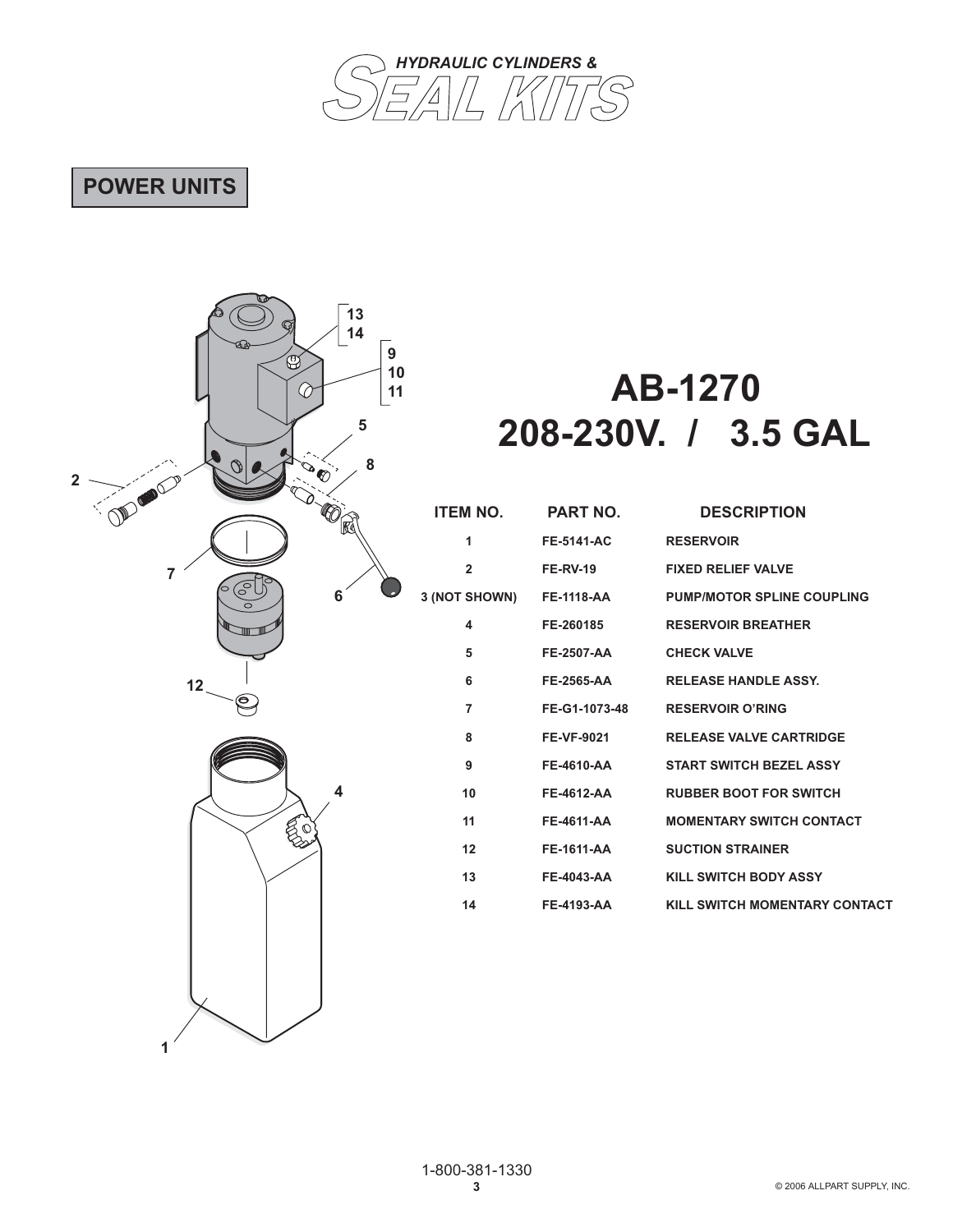HYDRAULIC CYLINDERS & SEAL KITS

## POWER UNITS

# AB-1270
# 208-230V. / 3.5 GAL

| ITEM NO. | PART NO. | DESCRIPTION |
|---|---|---|
| 1 | FE-5141-AC | RESERVOIR |
| 2 | FE-RV-19 | FIXED RELIEF VALVE |
| 3 (NOT SHOWN) | FE-1118-AA | PUMP/MOTOR SPLINE COUPLING |
| 4 | FE-260185 | RESERVOIR BREATHER |
| 5 | FE-2507-AA | CHECK VALVE |
| 6 | FE-2565-AA | RELEASE HANDLE ASSY. |
| 7 | FE-G1-1073-48 | RESERVOIR O'RING |
| 8 | FE-VF-9021 | RELEASE VALVE CARTRIDGE |
| 9 | FE-4610-AA | START SWITCH BEZEL ASSY |
| 10 | FE-4612-AA | RUBBER BOOT FOR SWITCH |
| 11 | FE-4611-AA | MOMENTARY SWITCH CONTACT |
| 12 | FE-1611-AA | SUCTION STRAINER |
| 13 | FE-4043-AA | KILL SWITCH BODY ASSY |
| 14 | FE-4193-AA | KILL SWITCH MOMENTARY CONTACT |

1-800-381-1330

© 2006 ALLPART SUPPLY, INC.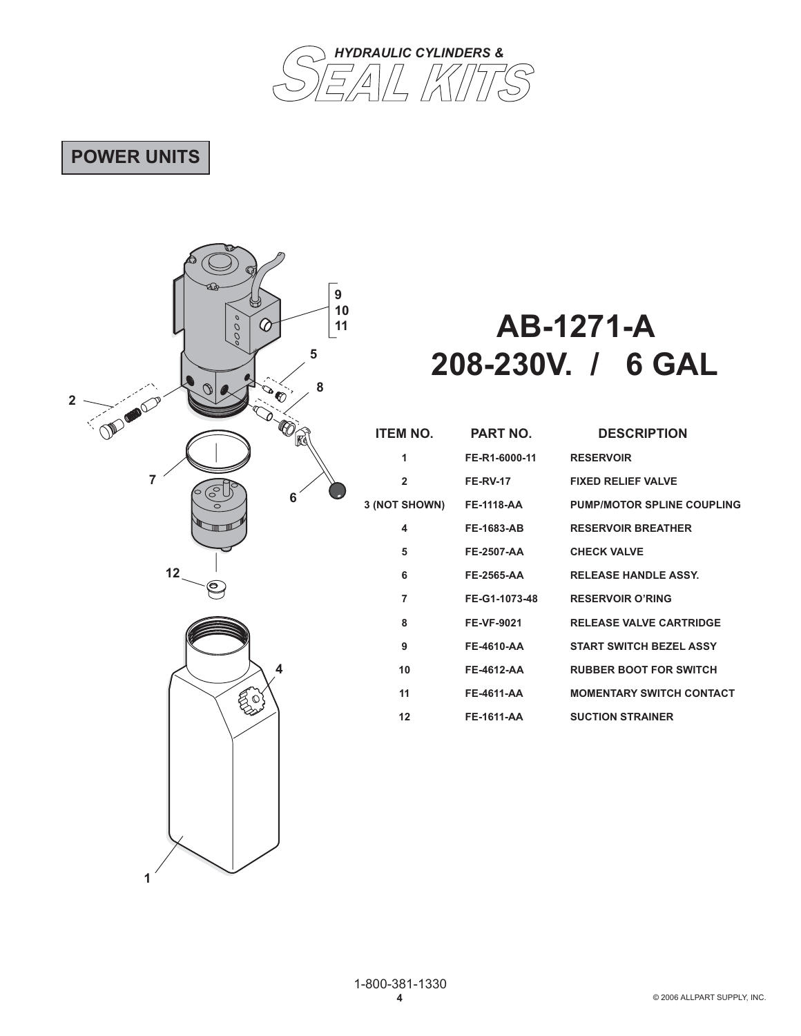HYDRAULIC CYLINDERS & SEAL KITS

## POWER UNITS

# AB-1271-A
# 208-230V. / 6 GAL

| ITEM NO. | PART NO. | DESCRIPTION |
|---|---|---|
| 1 | FE-R1-6000-11 | RESERVOIR |
| 2 | FE-RV-17 | FIXED RELIEF VALVE |
| 3 (NOT SHOWN) | FE-1118-AA | PUMP/MOTOR SPLINE COUPLING |
| 4 | FE-1683-AB | RESERVOIR BREATHER |
| 5 | FE-2507-AA | CHECK VALVE |
| 6 | FE-2565-AA | RELEASE HANDLE ASSY. |
| 7 | FE-G1-1073-48 | RESERVOIR O'RING |
| 8 | FE-VF-9021 | RELEASE VALVE CARTRIDGE |
| 9 | FE-4610-AA | START SWITCH BEZEL ASSY |
| 10 | FE-4612-AA | RUBBER BOOT FOR SWITCH |
| 11 | FE-4611-AA | MOMENTARY SWITCH CONTACT |
| 12 | FE-1611-AA | SUCTION STRAINER |

1-800-381-1330

© 2006 ALLPART SUPPLY, INC.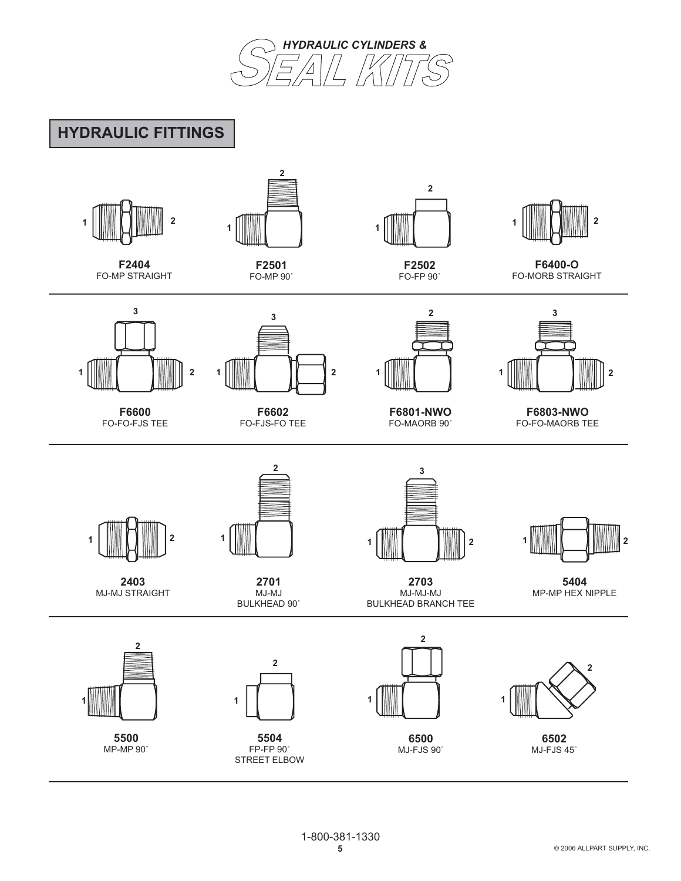# HYDRAULIC FITTINGS

**F2404**
FO-MP STRAIGHT

**F2501**
FO-MP 90˚

**F2502**
FO-FP 90˚

**F6400-O**
FO-MORB STRAIGHT

**F6600**
FO-FO-FJS TEE

**F6602**
FO-FJS-FO TEE

**F6801-NWO**
FO-MAORB 90˚

**F6803-NWO**
FO-FO-MAORB TEE

**2403**
MJ-MJ STRAIGHT

**2701**
MJ-MJ
BULKHEAD 90˚

**2703**
MJ-MJ-MJ
BULKHEAD BRANCH TEE

**5404**
MP-MP HEX NIPPLE

**5500**
MP-MP 90˚

**5504**
FP-FP 90˚
STREET ELBOW

**6500**
MJ-FJS 90˚

**6502**
MJ-FJS 45˚

1-800-381-1330

© 2006 ALLPART SUPPLY, INC.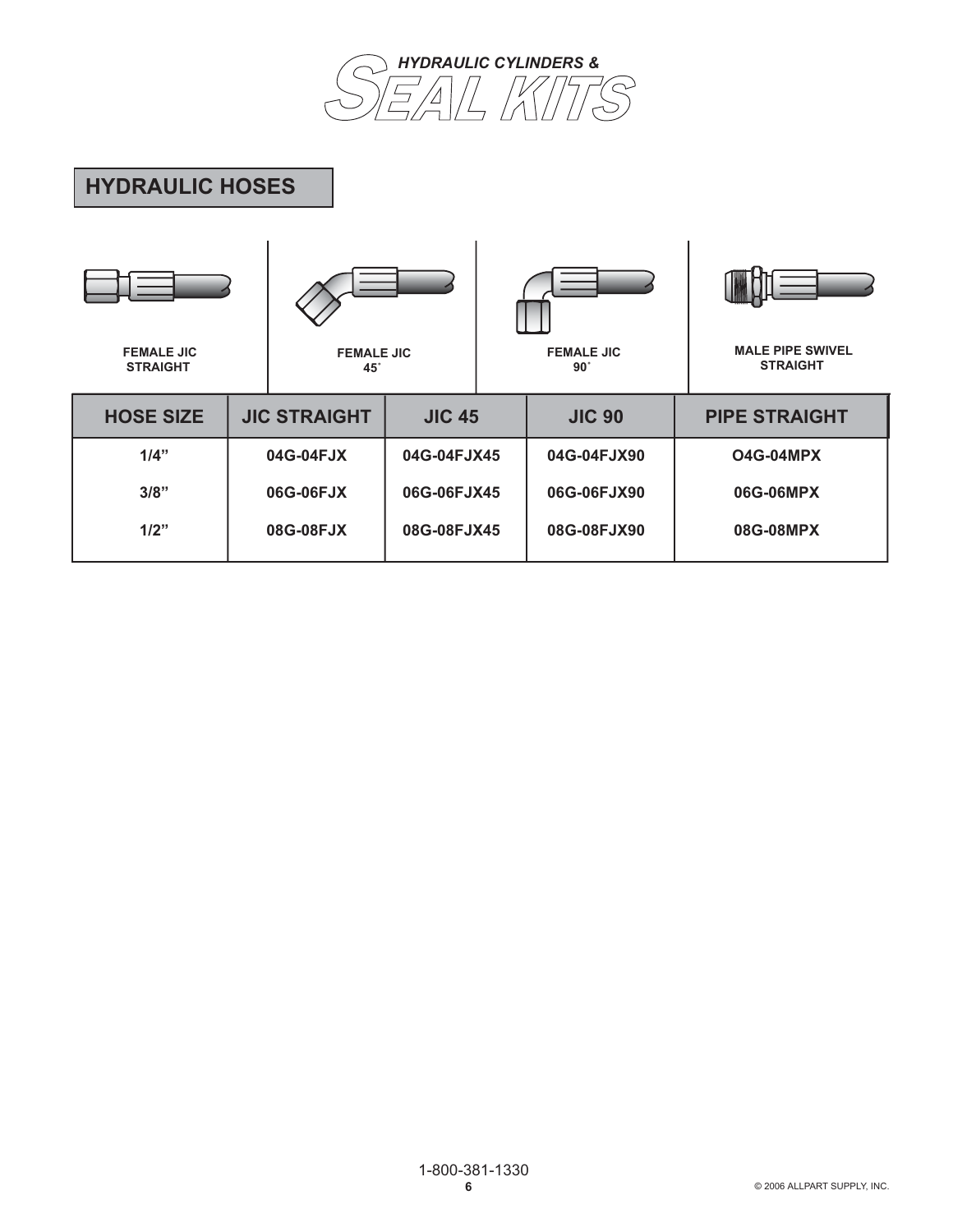## HYDRAULIC HOSES

FEMALE JIC STRAIGHT

FEMALE JIC 45˚

FEMALE JIC 90˚

MALE PIPE SWIVEL STRAIGHT

| HOSE SIZE | JIC STRAIGHT | JIC 45 | JIC 90 | PIPE STRAIGHT |
|---|---|---|---|---|
| 1/4" | 04G-04FJX | 04G-04FJX45 | 04G-04FJX90 | O4G-04MPX |
| 3/8" | 06G-06FJX | 06G-06FJX45 | 06G-06FJX90 | 06G-06MPX |
| 1/2" | 08G-08FJX | 08G-08FJX45 | 08G-08FJX90 | 08G-08MPX |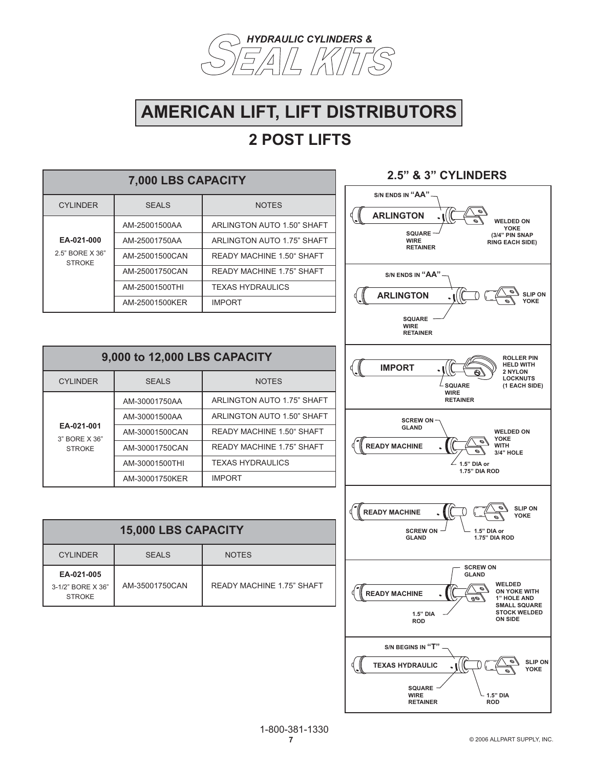*HYDRAULIC CYLINDERS &*
# SEAL KITS

# AMERICAN LIFT, LIFT DISTRIBUTORS

## 2 POST LIFTS

| 7,000 LBS CAPACITY | | |
|---|---|---|
| CYLINDER | SEALS | NOTES |
| **EA-021-000** 2.5" BORE X 36" STROKE | AM-25001500AA | ARLINGTON AUTO 1.50" SHAFT |
| | AM-25001750AA | ARLINGTON AUTO 1.75" SHAFT |
| | AM-25001500CAN | READY MACHINE 1.50" SHAFT |
| | AM-25001750CAN | READY MACHINE 1.75" SHAFT |
| | AM-25001500THI | TEXAS HYDRAULICS |
| | AM-25001500KER | IMPORT |

| 9,000 to 12,000 LBS CAPACITY | | |
|---|---|---|
| CYLINDER | SEALS | NOTES |
| **EA-021-001** 3" BORE X 36" STROKE | AM-30001750AA | ARLINGTON AUTO 1.75" SHAFT |
| | AM-30001500AA | ARLINGTON AUTO 1.50" SHAFT |
| | AM-30001500CAN | READY MACHINE 1.50" SHAFT |
| | AM-30001750CAN | READY MACHINE 1.75" SHAFT |
| | AM-30001500THI | TEXAS HYDRAULICS |
| | AM-30001750KER | IMPORT |

| 15,000 LBS CAPACITY | | |
|---|---|---|
| CYLINDER | SEALS | NOTES |
| **EA-021-005** 3-1/2" BORE X 36" STROKE | AM-35001750CAN | READY MACHINE 1.75" SHAFT |

### 2.5" & 3" CYLINDERS

**ARLINGTON** — S/N ENDS IN "AA" — SQUARE WIRE RETAINER — WELDED ON YOKE (3/4" PIN SNAP RING EACH SIDE)

**ARLINGTON** — S/N ENDS IN "AA" — SQUARE WIRE RETAINER — SLIP ON YOKE

**IMPORT** — SQUARE WIRE RETAINER — ROLLER PIN HELD WITH 2 NYLON LOCKNUTS (1 EACH SIDE)

**READY MACHINE** — SCREW ON GLAND — WELDED ON YOKE WITH 3/4" HOLE — 1.5" DIA or 1.75" DIA ROD

**READY MACHINE** — SCREW ON GLAND — 1.5" DIA or 1.75" DIA ROD — SLIP ON YOKE

**READY MACHINE** — SCREW ON GLAND — 1.5" DIA ROD — WELDED ON YOKE WITH 1" HOLE AND SMALL SQUARE STOCK WELDED ON SIDE

**TEXAS HYDRAULIC** — S/N BEGINS IN "T" — SQUARE WIRE RETAINER — 1.5" DIA ROD — SLIP ON YOKE

1-800-381-1330

© 2006 ALLPART SUPPLY, INC.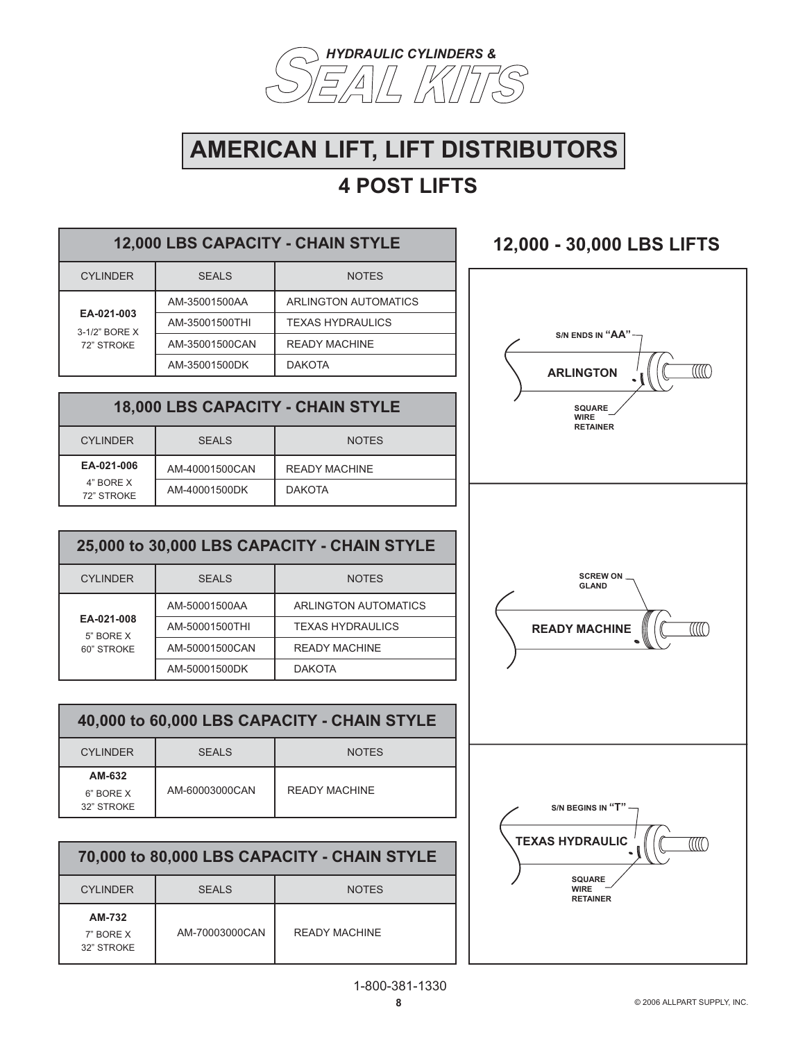# HYDRAULIC CYLINDERS & SEAL KITS

# AMERICAN LIFT, LIFT DISTRIBUTORS

## 4 POST LIFTS

| 12,000 LBS CAPACITY - CHAIN STYLE | | |
|---|---|---|
| CYLINDER | SEALS | NOTES |
| EA-021-003 3-1/2" BORE X 72" STROKE | AM-35001500AA | ARLINGTON AUTOMATICS |
| | AM-35001500THI | TEXAS HYDRAULICS |
| | AM-35001500CAN | READY MACHINE |
| | AM-35001500DK | DAKOTA |

| 18,000 LBS CAPACITY - CHAIN STYLE | | |
|---|---|---|
| CYLINDER | SEALS | NOTES |
| EA-021-006 4" BORE X 72" STROKE | AM-40001500CAN | READY MACHINE |
| | AM-40001500DK | DAKOTA |

| 25,000 to 30,000 LBS CAPACITY - CHAIN STYLE | | |
|---|---|---|
| CYLINDER | SEALS | NOTES |
| EA-021-008 5" BORE X 60" STROKE | AM-50001500AA | ARLINGTON AUTOMATICS |
| | AM-50001500THI | TEXAS HYDRAULICS |
| | AM-50001500CAN | READY MACHINE |
| | AM-50001500DK | DAKOTA |

| 40,000 to 60,000 LBS CAPACITY - CHAIN STYLE | | |
|---|---|---|
| CYLINDER | SEALS | NOTES |
| AM-632 6" BORE X 32" STROKE | AM-60003000CAN | READY MACHINE |

| 70,000 to 80,000 LBS CAPACITY - CHAIN STYLE | | |
|---|---|---|
| CYLINDER | SEALS | NOTES |
| AM-732 7" BORE X 32" STROKE | AM-70003000CAN | READY MACHINE |

## 12,000 - 30,000 LBS LIFTS

S/N ENDS IN "AA"

ARLINGTON

SQUARE WIRE RETAINER

SCREW ON GLAND

READY MACHINE

S/N BEGINS IN "T"

TEXAS HYDRAULIC

SQUARE WIRE RETAINER

1-800-381-1330

© 2006 ALLPART SUPPLY, INC.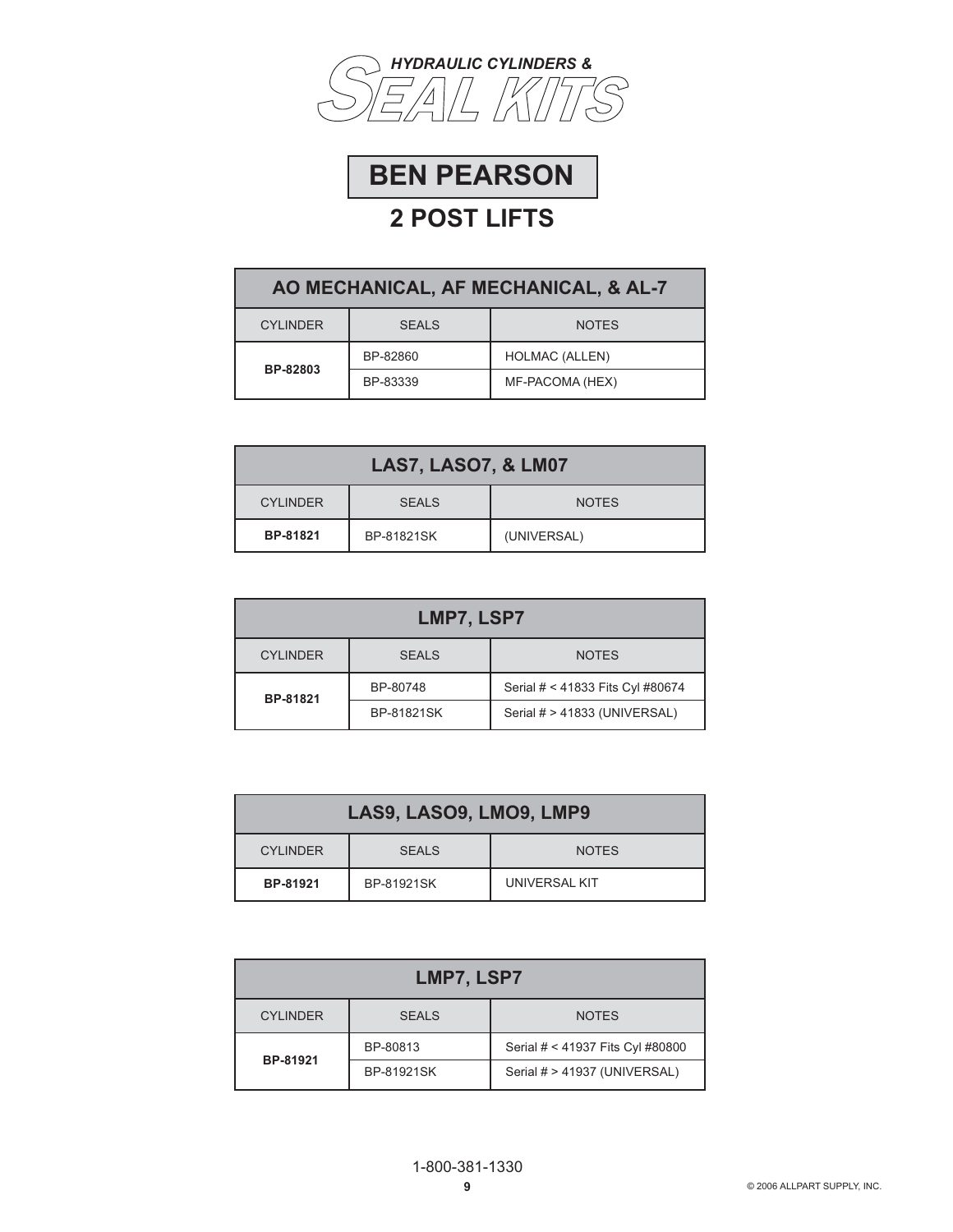# HYDRAULIC CYLINDERS & SEAL KITS

## BEN PEARSON

## 2 POST LIFTS

| AO MECHANICAL, AF MECHANICAL, & AL-7 | | |
|---|---|---|
| CYLINDER | SEALS | NOTES |
| **BP-82803** | BP-82860 | HOLMAC (ALLEN) |
| | BP-83339 | MF-PACOMA (HEX) |

| LAS7, LASO7, & LM07 | | |
|---|---|---|
| CYLINDER | SEALS | NOTES |
| **BP-81821** | BP-81821SK | (UNIVERSAL) |

| LMP7, LSP7 | | |
|---|---|---|
| CYLINDER | SEALS | NOTES |
| **BP-81821** | BP-80748 | Serial # < 41833 Fits Cyl #80674 |
| | BP-81821SK | Serial # > 41833 (UNIVERSAL) |

| LAS9, LASO9, LMO9, LMP9 | | |
|---|---|---|
| CYLINDER | SEALS | NOTES |
| **BP-81921** | BP-81921SK | UNIVERSAL KIT |

| LMP7, LSP7 | | |
|---|---|---|
| CYLINDER | SEALS | NOTES |
| **BP-81921** | BP-80813 | Serial # < 41937 Fits Cyl #80800 |
| | BP-81921SK | Serial # > 41937 (UNIVERSAL) |

1-800-381-1330

© 2006 ALLPART SUPPLY, INC.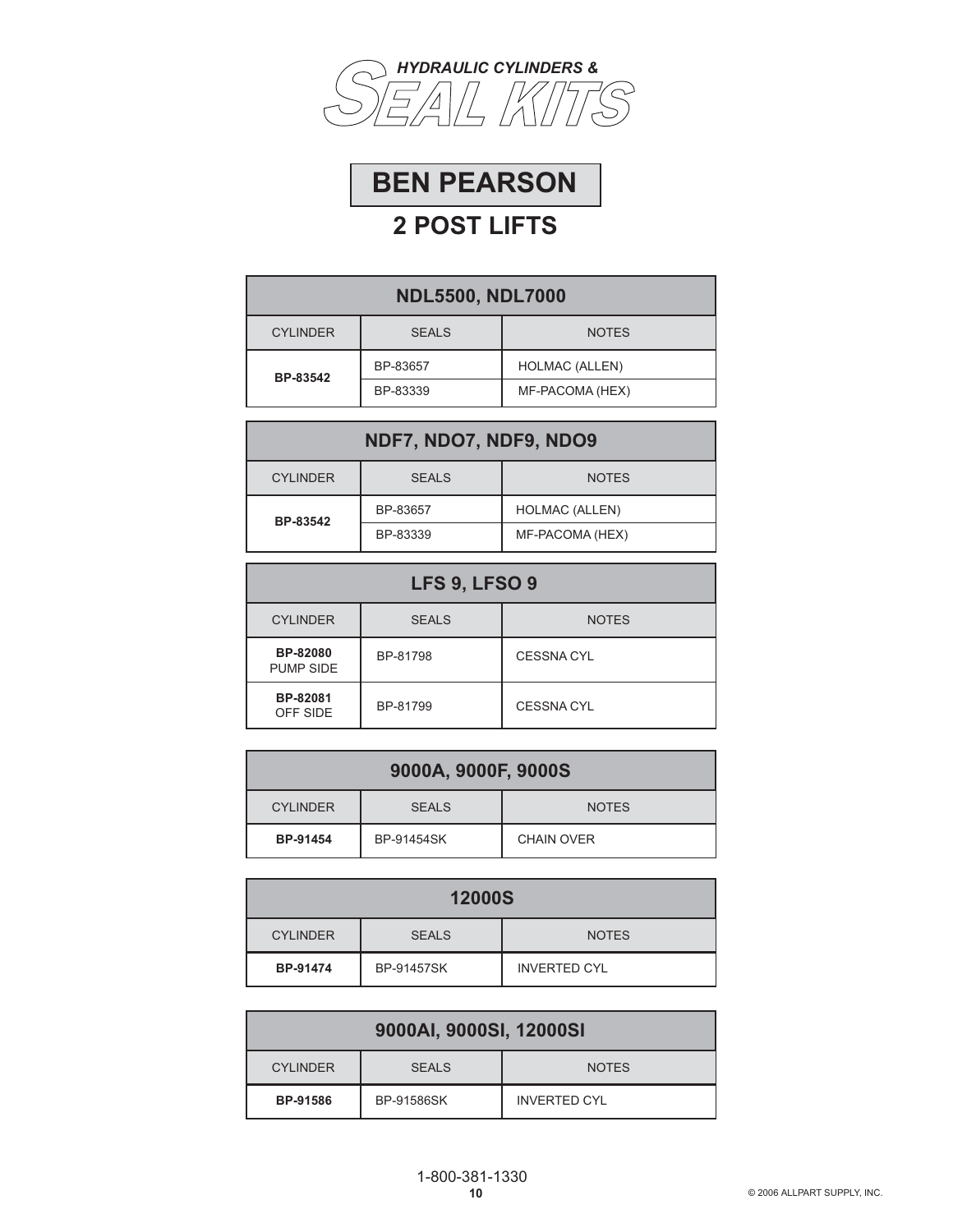*HYDRAULIC CYLINDERS &*
# SEAL KITS

## BEN PEARSON

## 2 POST LIFTS

| NDL5500, NDL7000 | | |
|---|---|---|
| CYLINDER | SEALS | NOTES |
| **BP-83542** | BP-83657 | HOLMAC (ALLEN) |
| | BP-83339 | MF-PACOMA (HEX) |

| NDF7, NDO7, NDF9, NDO9 | | |
|---|---|---|
| CYLINDER | SEALS | NOTES |
| **BP-83542** | BP-83657 | HOLMAC (ALLEN) |
| | BP-83339 | MF-PACOMA (HEX) |

| LFS 9, LFSO 9 | | |
|---|---|---|
| CYLINDER | SEALS | NOTES |
| **BP-82080** PUMP SIDE | BP-81798 | CESSNA CYL |
| **BP-82081** OFF SIDE | BP-81799 | CESSNA CYL |

| 9000A, 9000F, 9000S | | |
|---|---|---|
| CYLINDER | SEALS | NOTES |
| **BP-91454** | BP-91454SK | CHAIN OVER |

| 12000S | | |
|---|---|---|
| CYLINDER | SEALS | NOTES |
| **BP-91474** | BP-91457SK | INVERTED CYL |

| 9000AI, 9000SI, 12000SI | | |
|---|---|---|
| CYLINDER | SEALS | NOTES |
| **BP-91586** | BP-91586SK | INVERTED CYL |

1-800-381-1330

© 2006 ALLPART SUPPLY, INC.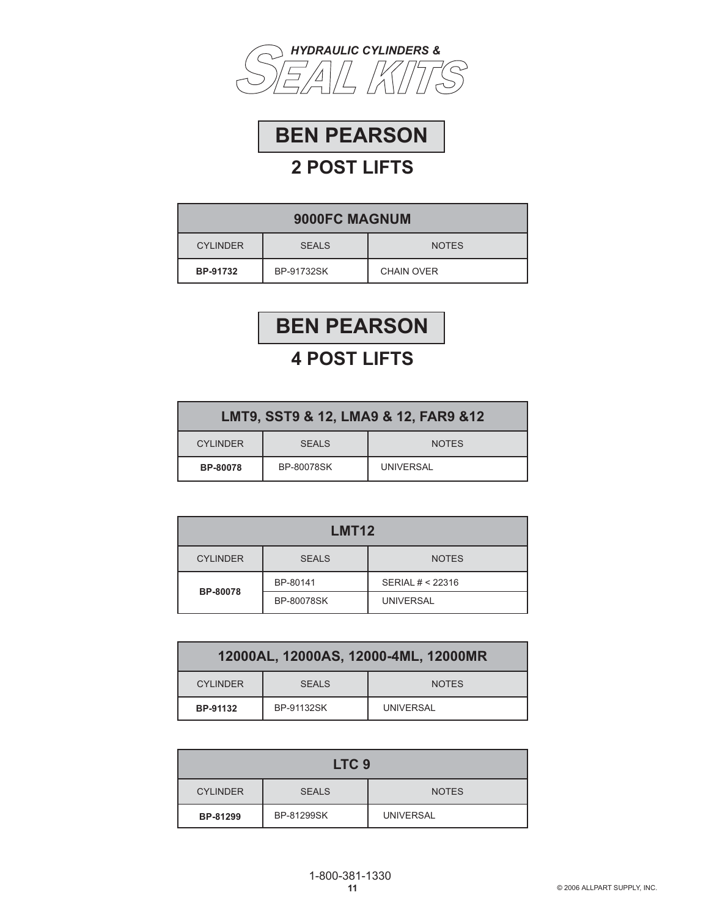*HYDRAULIC CYLINDERS &*
# SEAL KITS

## BEN PEARSON

### 2 POST LIFTS

| 9000FC MAGNUM | | |
|---|---|---|
| CYLINDER | SEALS | NOTES |
| **BP-91732** | BP-91732SK | CHAIN OVER |

## BEN PEARSON

### 4 POST LIFTS

| LMT9, SST9 & 12, LMA9 & 12, FAR9 &12 | | |
|---|---|---|
| CYLINDER | SEALS | NOTES |
| **BP-80078** | BP-80078SK | UNIVERSAL |

| LMT12 | | |
|---|---|---|
| CYLINDER | SEALS | NOTES |
| **BP-80078** | BP-80141 | SERIAL # < 22316 |
| | BP-80078SK | UNIVERSAL |

| 12000AL, 12000AS, 12000-4ML, 12000MR | | |
|---|---|---|
| CYLINDER | SEALS | NOTES |
| **BP-91132** | BP-91132SK | UNIVERSAL |

| LTC 9 | | |
|---|---|---|
| CYLINDER | SEALS | NOTES |
| **BP-81299** | BP-81299SK | UNIVERSAL |

1-800-381-1330

© 2006 ALLPART SUPPLY, INC.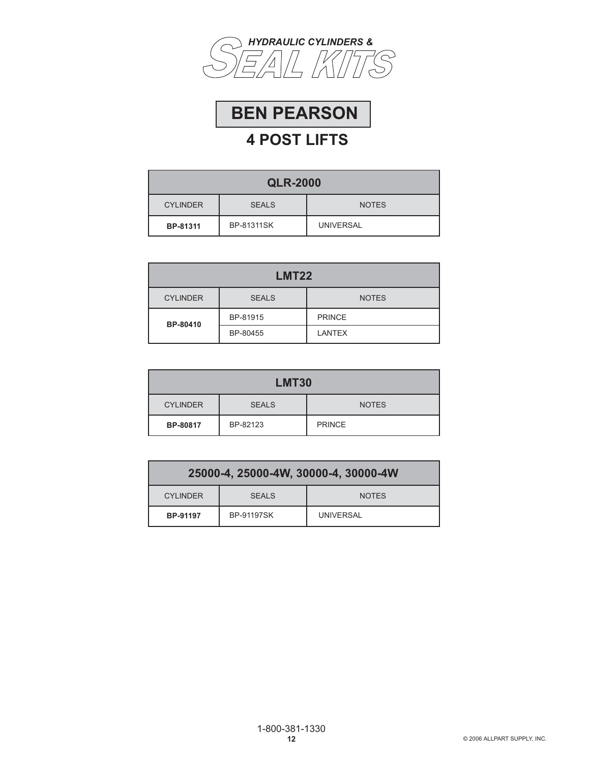*HYDRAULIC CYLINDERS &*
# SEAL KITS

## BEN PEARSON

### 4 POST LIFTS

| QLR-2000 | | |
|---|---|---|
| CYLINDER | SEALS | NOTES |
| **BP-81311** | BP-81311SK | UNIVERSAL |

| LMT22 | | |
|---|---|---|
| CYLINDER | SEALS | NOTES |
| **BP-80410** | BP-81915 | PRINCE |
| | BP-80455 | LANTEX |

| LMT30 | | |
|---|---|---|
| CYLINDER | SEALS | NOTES |
| **BP-80817** | BP-82123 | PRINCE |

| 25000-4, 25000-4W, 30000-4, 30000-4W | | |
|---|---|---|
| CYLINDER | SEALS | NOTES |
| **BP-91197** | BP-91197SK | UNIVERSAL |

1-800-381-1330

© 2006 ALLPART SUPPLY, INC.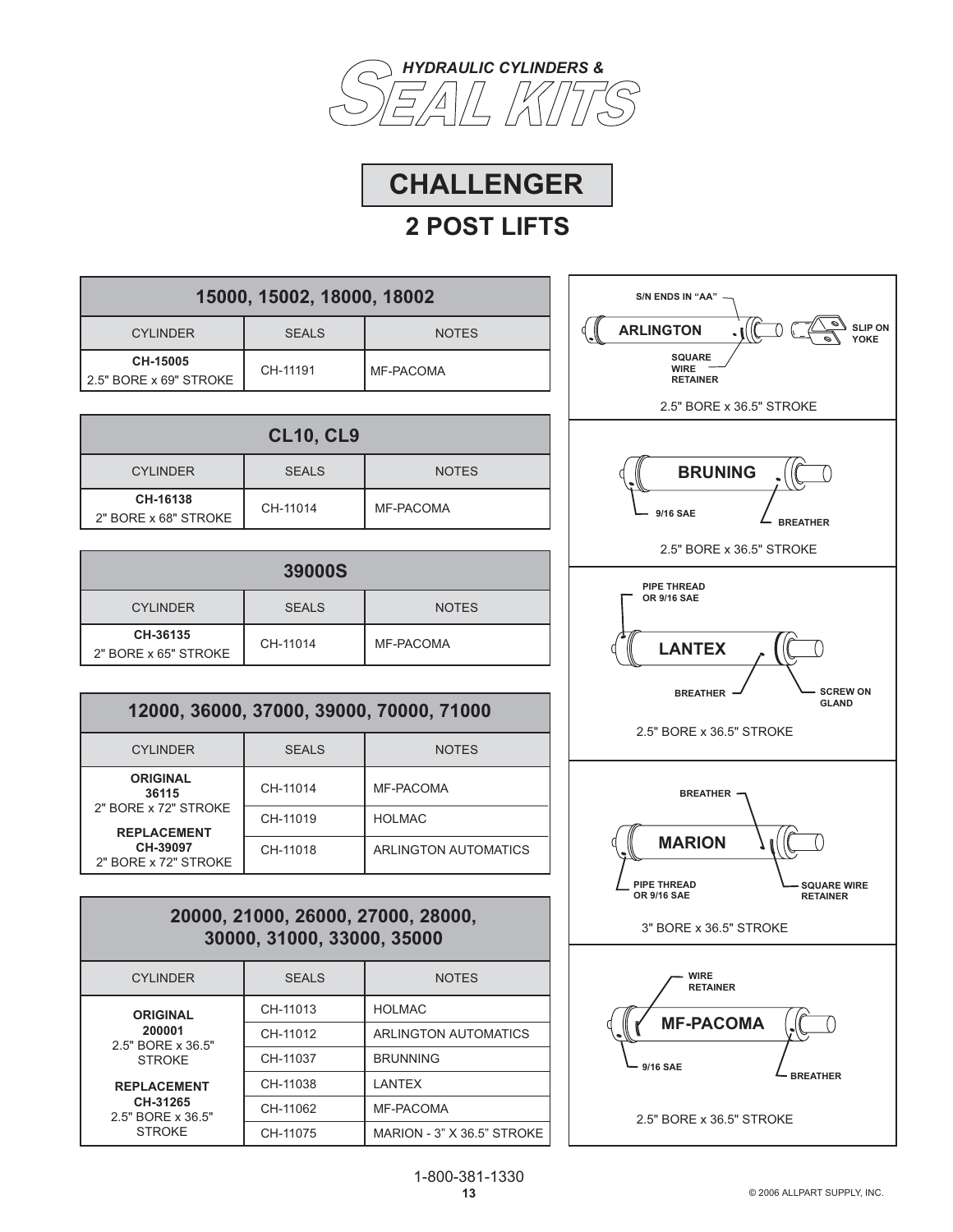# HYDRAULIC CYLINDERS & SEAL KITS

# CHALLENGER

## 2 POST LIFTS

| 15000, 15002, 18000, 18002 | | |
|---|---|---|
| CYLINDER | SEALS | NOTES |
| **CH-15005** 2.5" BORE x 69" STROKE | CH-11191 | MF-PACOMA |

| CL10, CL9 | | |
|---|---|---|
| CYLINDER | SEALS | NOTES |
| **CH-16138** 2" BORE x 68" STROKE | CH-11014 | MF-PACOMA |

| 39000S | | |
|---|---|---|
| CYLINDER | SEALS | NOTES |
| **CH-36135** 2" BORE x 65" STROKE | CH-11014 | MF-PACOMA |

| 12000, 36000, 37000, 39000, 70000, 71000 | | |
|---|---|---|
| CYLINDER | SEALS | NOTES |
| **ORIGINAL 36115** 2" BORE x 72" STROKE | CH-11014 | MF-PACOMA |
| | CH-11019 | HOLMAC |
| **REPLACEMENT CH-39097** 2" BORE x 72" STROKE | CH-11018 | ARLINGTON AUTOMATICS |

| 20000, 21000, 26000, 27000, 28000, 30000, 31000, 33000, 35000 | | |
|---|---|---|
| CYLINDER | SEALS | NOTES |
| **ORIGINAL 200001** 2.5" BORE x 36.5" STROKE | CH-11013 | HOLMAC |
| | CH-11012 | ARLINGTON AUTOMATICS |
| | CH-11037 | BRUNNING |
| **REPLACEMENT CH-31265** 2.5" BORE x 36.5" STROKE | CH-11038 | LANTEX |
| | CH-11062 | MF-PACOMA |
| | CH-11075 | MARION - 3" X 36.5" STROKE |

**ARLINGTON** — S/N ENDS IN "AA"; SQUARE WIRE RETAINER; SLIP ON YOKE

2.5" BORE x 36.5" STROKE

**BRUNING** — 9/16 SAE; BREATHER

2.5" BORE x 36.5" STROKE

**LANTEX** — PIPE THREAD OR 9/16 SAE; BREATHER; SCREW ON GLAND

2.5" BORE x 36.5" STROKE

**MARION** — BREATHER; PIPE THREAD OR 9/16 SAE; SQUARE WIRE RETAINER

3" BORE x 36.5" STROKE

**MF-PACOMA** — WIRE RETAINER; 9/16 SAE; BREATHER

2.5" BORE x 36.5" STROKE

1-800-381-1330

© 2006 ALLPART SUPPLY, INC.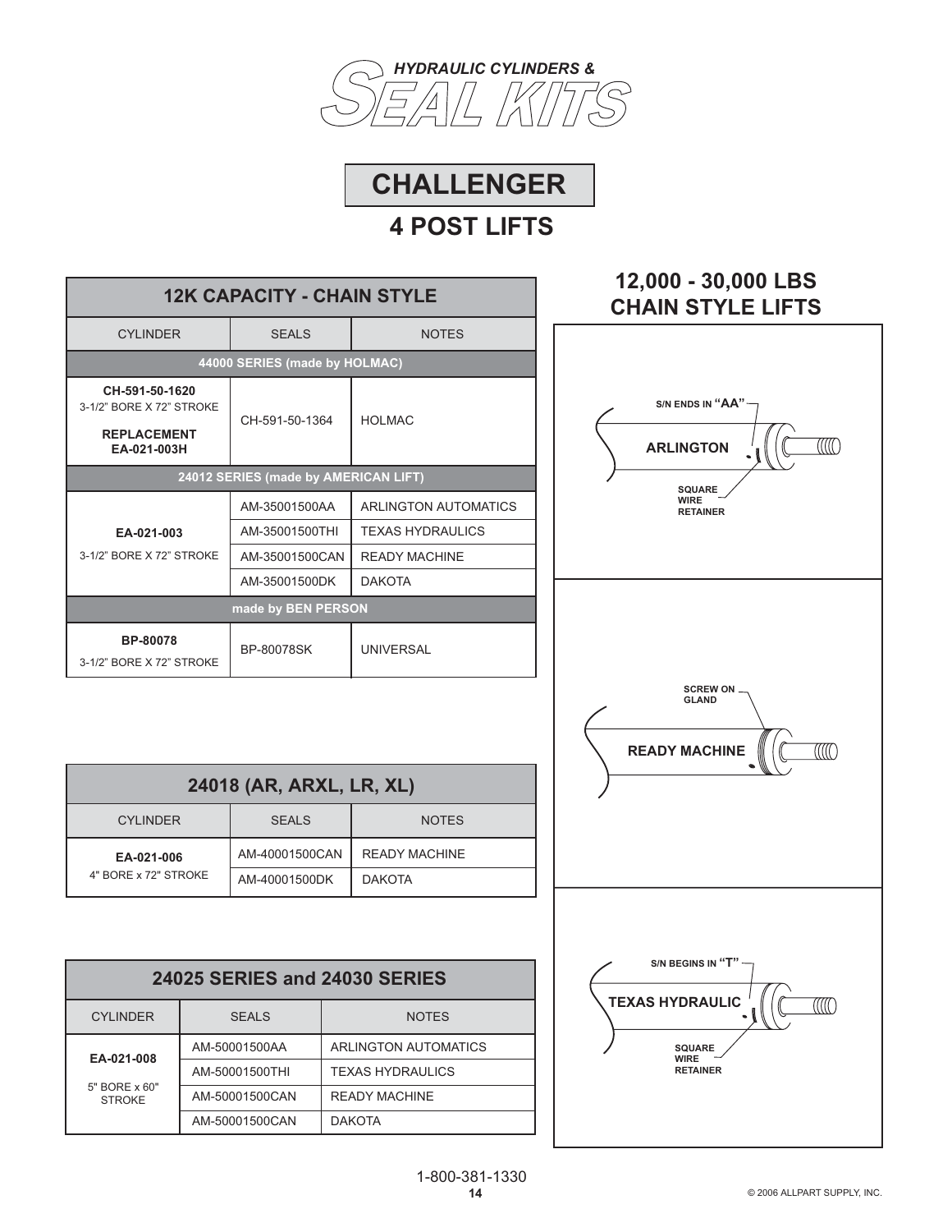*HYDRAULIC CYLINDERS &*
# SEAL KITS

## CHALLENGER

## 4 POST LIFTS

### 12K CAPACITY - CHAIN STYLE

| CYLINDER | SEALS | NOTES |
|---|---|---|
| **44000 SERIES (made by HOLMAC)** | | |
| **CH-591-50-1620** 3-1/2" BORE X 72" STROKE **REPLACEMENT EA-021-003H** | CH-591-50-1364 | HOLMAC |
| **24012 SERIES (made by AMERICAN LIFT)** | | |
| **EA-021-003** 3-1/2" BORE X 72" STROKE | AM-35001500AA | ARLINGTON AUTOMATICS |
| | AM-35001500THI | TEXAS HYDRAULICS |
| | AM-35001500CAN | READY MACHINE |
| | AM-35001500DK | DAKOTA |
| **made by BEN PERSON** | | |
| **BP-80078** 3-1/2" BORE X 72" STROKE | BP-80078SK | UNIVERSAL |

### 24018 (AR, ARXL, LR, XL)

| CYLINDER | SEALS | NOTES |
|---|---|---|
| **EA-021-006** 4" BORE x 72" STROKE | AM-40001500CAN | READY MACHINE |
| | AM-40001500DK | DAKOTA |

### 24025 SERIES and 24030 SERIES

| CYLINDER | SEALS | NOTES |
|---|---|---|
| **EA-021-008** 5" BORE x 60" STROKE | AM-50001500AA | ARLINGTON AUTOMATICS |
| | AM-50001500THI | TEXAS HYDRAULICS |
| | AM-50001500CAN | READY MACHINE |
| | AM-50001500CAN | DAKOTA |

### 12,000 - 30,000 LBS CHAIN STYLE LIFTS

**ARLINGTON** — S/N ENDS IN "AA" — SQUARE WIRE RETAINER

**READY MACHINE** — SCREW ON GLAND

**TEXAS HYDRAULIC** — S/N BEGINS IN "T" — SQUARE WIRE RETAINER

1-800-381-1330

© 2006 ALLPART SUPPLY, INC.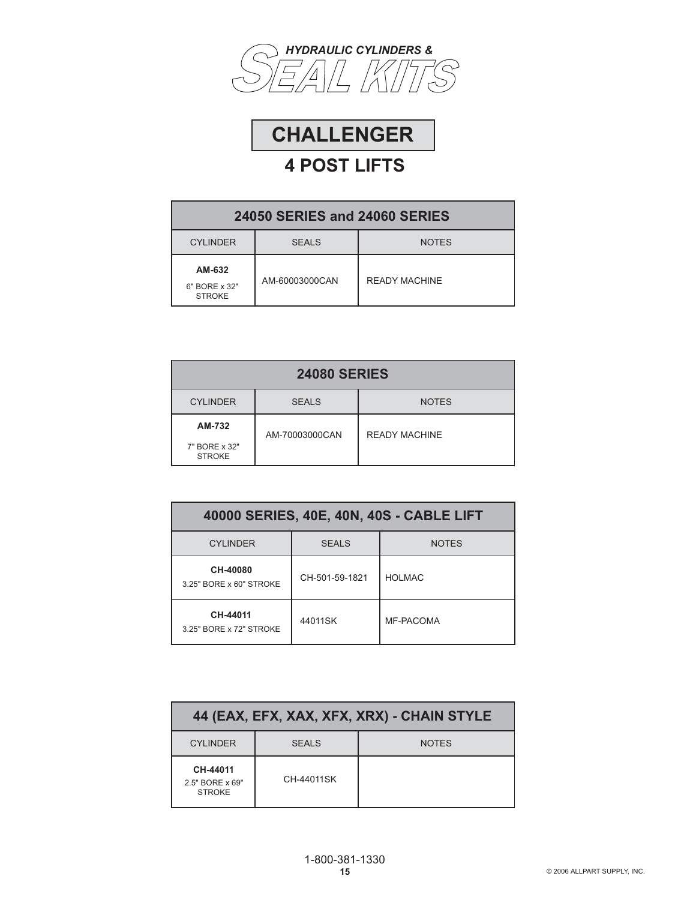*HYDRAULIC CYLINDERS &*
# SEAL KITS

## CHALLENGER

## 4 POST LIFTS

| 24050 SERIES and 24060 SERIES | | |
|---|---|---|
| CYLINDER | SEALS | NOTES |
| **AM-632**<br>6" BORE x 32" STROKE | AM-60003000CAN | READY MACHINE |

| 24080 SERIES | | |
|---|---|---|
| CYLINDER | SEALS | NOTES |
| **AM-732**<br>7" BORE x 32" STROKE | AM-70003000CAN | READY MACHINE |

| 40000 SERIES, 40E, 40N, 40S - CABLE LIFT | | |
|---|---|---|
| CYLINDER | SEALS | NOTES |
| **CH-40080**<br>3.25" BORE x 60" STROKE | CH-501-59-1821 | HOLMAC |
| **CH-44011**<br>3.25" BORE x 72" STROKE | 44011SK | MF-PACOMA |

| 44 (EAX, EFX, XAX, XFX, XRX) - CHAIN STYLE | | |
|---|---|---|
| CYLINDER | SEALS | NOTES |
| **CH-44011**<br>2.5" BORE x 69" STROKE | CH-44011SK | |

1-800-381-1330

© 2006 ALLPART SUPPLY, INC.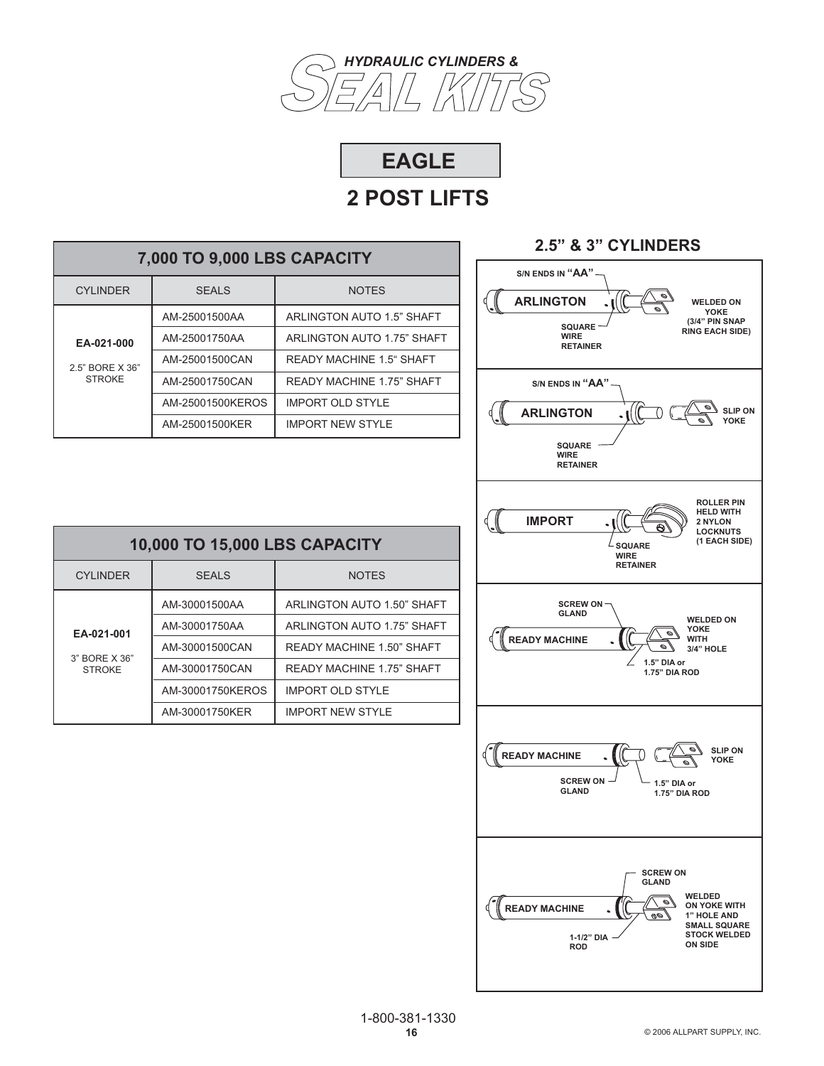# HYDRAULIC CYLINDERS & SEAL KITS

## EAGLE

## 2 POST LIFTS

### 7,000 TO 9,000 LBS CAPACITY

| CYLINDER | SEALS | NOTES |
|---|---|---|
| **EA-021-000** 2.5" BORE X 36" STROKE | AM-25001500AA | ARLINGTON AUTO 1.5" SHAFT |
| | AM-25001750AA | ARLINGTON AUTO 1.75" SHAFT |
| | AM-25001500CAN | READY MACHINE 1.5" SHAFT |
| | AM-25001750CAN | READY MACHINE 1.75" SHAFT |
| | AM-25001500KEROS | IMPORT OLD STYLE |
| | AM-25001500KER | IMPORT NEW STYLE |

### 10,000 TO 15,000 LBS CAPACITY

| CYLINDER | SEALS | NOTES |
|---|---|---|
| **EA-021-001** 3" BORE X 36" STROKE | AM-30001500AA | ARLINGTON AUTO 1.50" SHAFT |
| | AM-30001750AA | ARLINGTON AUTO 1.75" SHAFT |
| | AM-30001500CAN | READY MACHINE 1.50" SHAFT |
| | AM-30001750CAN | READY MACHINE 1.75" SHAFT |
| | AM-30001750KEROS | IMPORT OLD STYLE |
| | AM-30001750KER | IMPORT NEW STYLE |

### 2.5" & 3" CYLINDERS

**ARLINGTON** — S/N ENDS IN "AA"; SQUARE WIRE RETAINER; WELDED ON YOKE (3/4" PIN SNAP RING EACH SIDE)

**ARLINGTON** — S/N ENDS IN "AA"; SQUARE WIRE RETAINER; SLIP ON YOKE

**IMPORT** — SQUARE WIRE RETAINER; ROLLER PIN HELD WITH 2 NYLON LOCKNUTS (1 EACH SIDE)

**READY MACHINE** — SCREW ON GLAND; 1.5" DIA or 1.75" DIA ROD; WELDED ON YOKE WITH 3/4" HOLE

**READY MACHINE** — SCREW ON GLAND; 1.5" DIA or 1.75" DIA ROD; SLIP ON YOKE

**READY MACHINE** — SCREW ON GLAND; 1-1/2" DIA ROD; WELDED ON YOKE WITH 1" HOLE AND SMALL SQUARE STOCK WELDED ON SIDE

1-800-381-1330

© 2006 ALLPART SUPPLY, INC.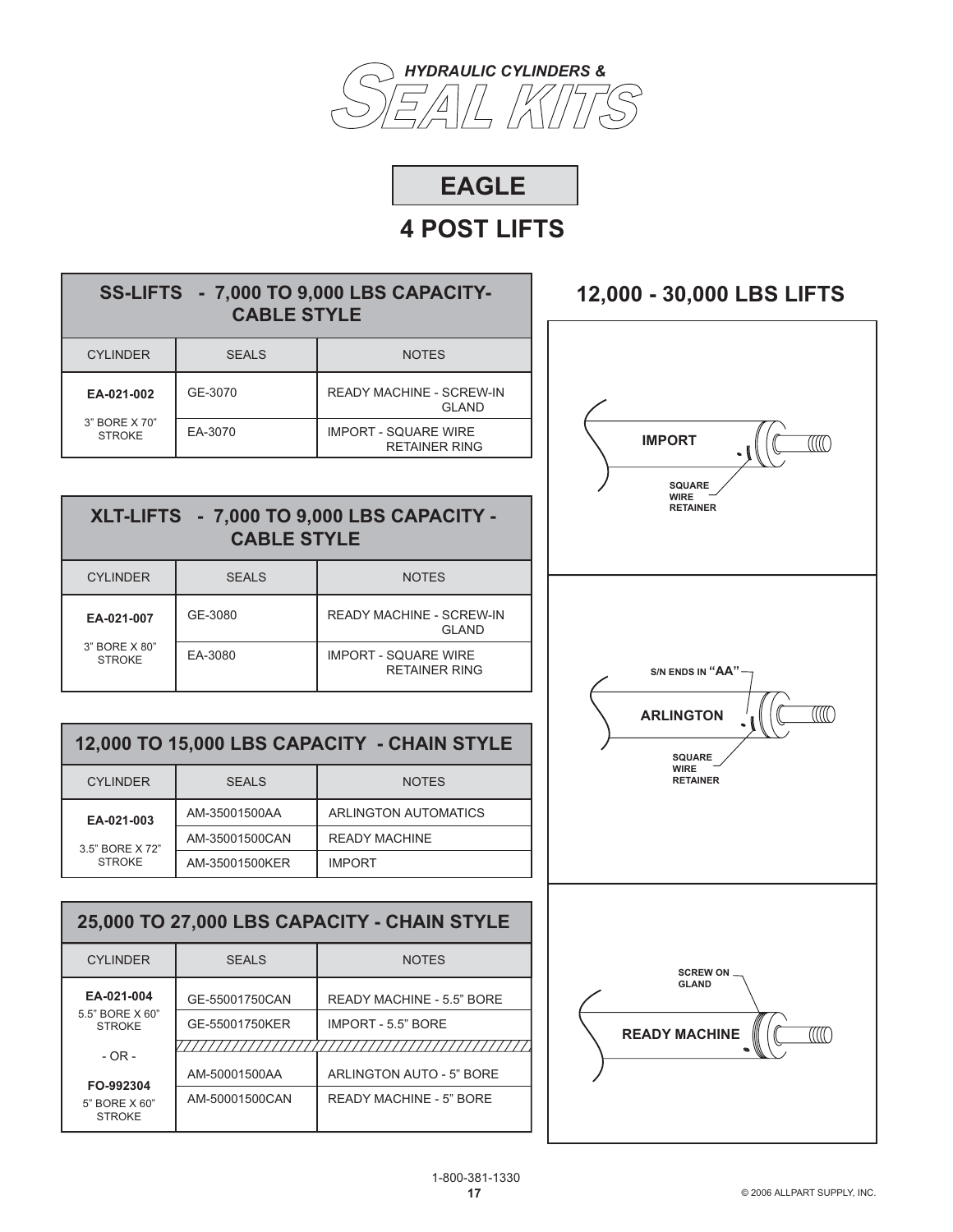# HYDRAULIC CYLINDERS & SEAL KITS

## EAGLE

## 4 POST LIFTS

### SS-LIFTS - 7,000 TO 9,000 LBS CAPACITY- CABLE STYLE

| CYLINDER | SEALS | NOTES |
|---|---|---|
| **EA-021-002** 3" BORE X 70" STROKE | GE-3070 | READY MACHINE - SCREW-IN GLAND |
| | EA-3070 | IMPORT - SQUARE WIRE RETAINER RING |

### XLT-LIFTS - 7,000 TO 9,000 LBS CAPACITY - CABLE STYLE

| CYLINDER | SEALS | NOTES |
|---|---|---|
| **EA-021-007** 3" BORE X 80" STROKE | GE-3080 | READY MACHINE - SCREW-IN GLAND |
| | EA-3080 | IMPORT - SQUARE WIRE RETAINER RING |

### 12,000 TO 15,000 LBS CAPACITY - CHAIN STYLE

| CYLINDER | SEALS | NOTES |
|---|---|---|
| **EA-021-003** 3.5" BORE X 72" STROKE | AM-35001500AA | ARLINGTON AUTOMATICS |
| | AM-35001500CAN | READY MACHINE |
| | AM-35001500KER | IMPORT |

### 25,000 TO 27,000 LBS CAPACITY - CHAIN STYLE

| CYLINDER | SEALS | NOTES |
|---|---|---|
| **EA-021-004** 5.5" BORE X 60" STROKE | GE-55001750CAN | READY MACHINE - 5.5" BORE |
| | GE-55001750KER | IMPORT - 5.5" BORE |
| - OR - **FO-992304** 5" BORE X 60" STROKE | AM-50001500AA | ARLINGTON AUTO - 5" BORE |
| | AM-50001500CAN | READY MACHINE - 5" BORE |

### 12,000 - 30,000 LBS LIFTS

IMPORT — SQUARE WIRE RETAINER

ARLINGTON — S/N ENDS IN "AA" — SQUARE WIRE RETAINER

READY MACHINE — SCREW ON GLAND

1-800-381-1330

© 2006 ALLPART SUPPLY, INC.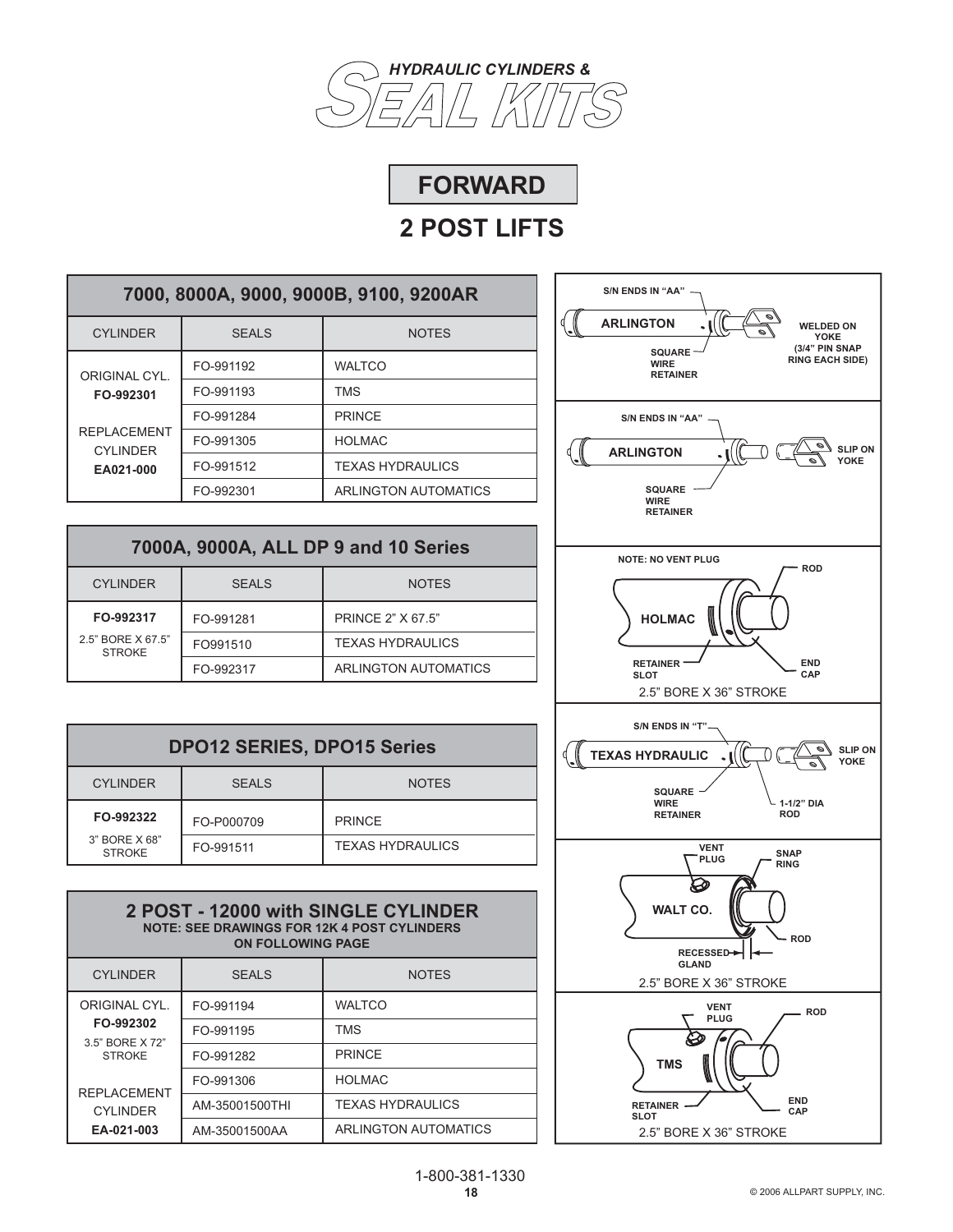# HYDRAULIC CYLINDERS & SEAL KITS

## FORWARD

## 2 POST LIFTS

### 7000, 8000A, 9000, 9000B, 9100, 9200AR

| CYLINDER | SEALS | NOTES |
|---|---|---|
| ORIGINAL CYL. **FO-992301** | FO-991192 | WALTCO |
| | FO-991193 | TMS |
| | FO-991284 | PRINCE |
| REPLACEMENT CYLINDER **EA021-000** | FO-991305 | HOLMAC |
| | FO-991512 | TEXAS HYDRAULICS |
| | FO-992301 | ARLINGTON AUTOMATICS |

### 7000A, 9000A, ALL DP 9 and 10 Series

| CYLINDER | SEALS | NOTES |
|---|---|---|
| **FO-992317** | FO-991281 | PRINCE 2" X 67.5" |
| 2.5" BORE X 67.5" STROKE | FO991510 | TEXAS HYDRAULICS |
| | FO-992317 | ARLINGTON AUTOMATICS |

### DPO12 SERIES, DPO15 Series

| CYLINDER | SEALS | NOTES |
|---|---|---|
| **FO-992322** | FO-P000709 | PRINCE |
| 3" BORE X 68" STROKE | FO-991511 | TEXAS HYDRAULICS |

### 2 POST - 12000 with SINGLE CYLINDER

**NOTE: SEE DRAWINGS FOR 12K 4 POST CYLINDERS ON FOLLOWING PAGE**

| CYLINDER | SEALS | NOTES |
|---|---|---|
| ORIGINAL CYL. **FO-992302** | FO-991194 | WALTCO |
| 3.5" BORE X 72" STROKE | FO-991195 | TMS |
| | FO-991282 | PRINCE |
| REPLACEMENT CYLINDER **EA-021-003** | FO-991306 | HOLMAC |
| | AM-35001500THI | TEXAS HYDRAULICS |
| | AM-35001500AA | ARLINGTON AUTOMATICS |

S/N ENDS IN "AA" — ARLINGTON — SQUARE WIRE RETAINER — WELDED ON YOKE (3/4" PIN SNAP RING EACH SIDE)

S/N ENDS IN "AA" — ARLINGTON — SQUARE WIRE RETAINER — SLIP ON YOKE

NOTE: NO VENT PLUG — HOLMAC — ROD — RETAINER SLOT — END CAP

2.5" BORE X 36" STROKE

S/N ENDS IN "T" — TEXAS HYDRAULIC — SQUARE WIRE RETAINER — 1-1/2" DIA ROD — SLIP ON YOKE

VENT PLUG — SNAP RING — WALT CO. — ROD — RECESSED GLAND

2.5" BORE X 36" STROKE

VENT PLUG — ROD — TMS — RETAINER SLOT — END CAP

2.5" BORE X 36" STROKE

1-800-381-1330

© 2006 ALLPART SUPPLY, INC.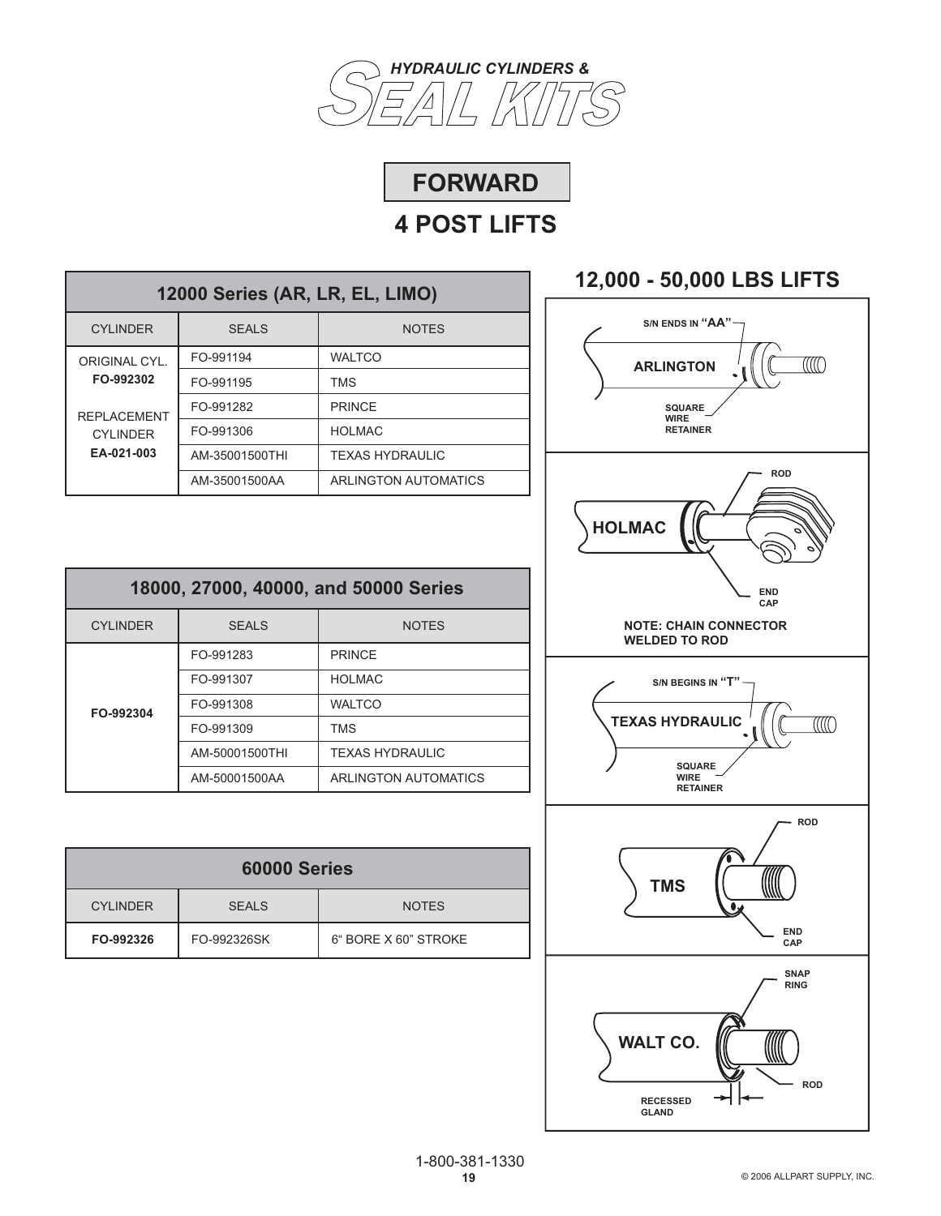*HYDRAULIC CYLINDERS &*

# SEAL KITS

## FORWARD

## 4 POST LIFTS

| 12000 Series (AR, LR, EL, LIMO) | | |
|---|---|---|
| CYLINDER | SEALS | NOTES |
| ORIGINAL CYL. **FO-992302** | FO-991194 | WALTCO |
| | FO-991195 | TMS |
| REPLACEMENT CYLINDER **EA-021-003** | FO-991282 | PRINCE |
| | FO-991306 | HOLMAC |
| | AM-35001500THI | TEXAS HYDRAULIC |
| | AM-35001500AA | ARLINGTON AUTOMATICS |

| 18000, 27000, 40000, and 50000 Series | | |
|---|---|---|
| CYLINDER | SEALS | NOTES |
| **FO-992304** | FO-991283 | PRINCE |
| | FO-991307 | HOLMAC |
| | FO-991308 | WALTCO |
| | FO-991309 | TMS |
| | AM-50001500THI | TEXAS HYDRAULIC |
| | AM-50001500AA | ARLINGTON AUTOMATICS |

| 60000 Series | | |
|---|---|---|
| CYLINDER | SEALS | NOTES |
| **FO-992326** | FO-992326SK | 6" BORE X 60" STROKE |

## 12,000 - 50,000 LBS LIFTS

S/N ENDS IN "AA"
ARLINGTON
SQUARE WIRE RETAINER

ROD
HOLMAC
END CAP
**NOTE: CHAIN CONNECTOR WELDED TO ROD**

S/N BEGINS IN "T"
TEXAS HYDRAULIC
SQUARE WIRE RETAINER

ROD
TMS
END CAP

SNAP RING
WALT CO.
ROD
RECESSED GLAND

1-800-381-1330

© 2006 ALLPART SUPPLY, INC.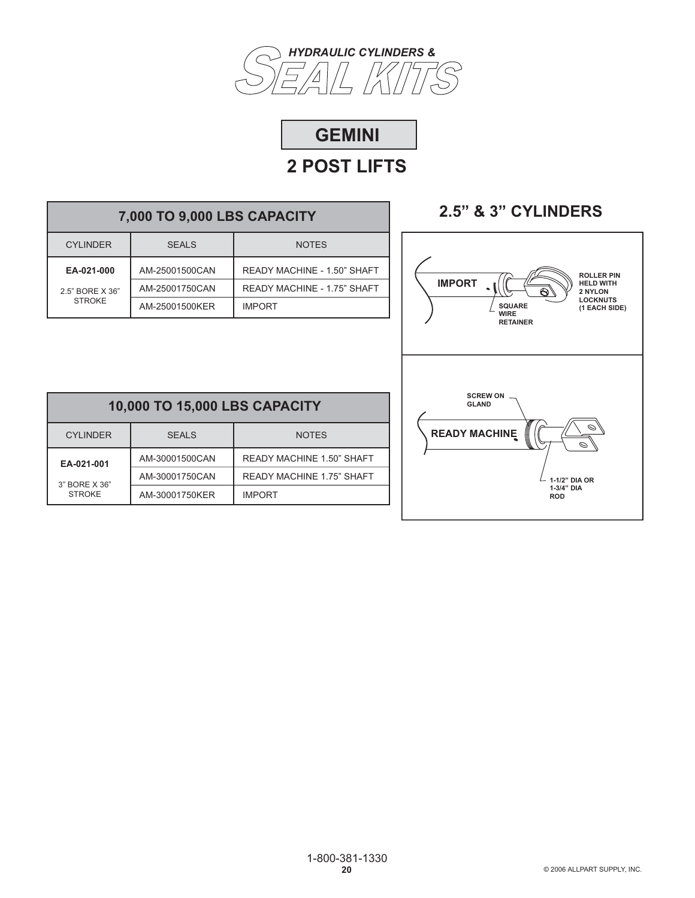*HYDRAULIC CYLINDERS &*
# SEAL KITS

## GEMINI

## 2 POST LIFTS

### 7,000 TO 9,000 LBS CAPACITY

| CYLINDER | SEALS | NOTES |
|---|---|---|
| **EA-021-000** 2.5" BORE X 36" STROKE | AM-25001500CAN | READY MACHINE - 1.50" SHAFT |
| | AM-25001750CAN | READY MACHINE - 1.75" SHAFT |
| | AM-25001500KER | IMPORT |

### 10,000 TO 15,000 LBS CAPACITY

| CYLINDER | SEALS | NOTES |
|---|---|---|
| **EA-021-001** 3" BORE X 36" STROKE | AM-30001500CAN | READY MACHINE 1.50" SHAFT |
| | AM-30001750CAN | READY MACHINE 1.75" SHAFT |
| | AM-30001750KER | IMPORT |

### 2.5" & 3" CYLINDERS

IMPORT

SQUARE WIRE RETAINER

ROLLER PIN HELD WITH 2 NYLON LOCKNUTS (1 EACH SIDE)

READY MACHINE

SCREW ON GLAND

1-1/2" DIA OR 1-3/4" DIA ROD

1-800-381-1330

© 2006 ALLPART SUPPLY, INC.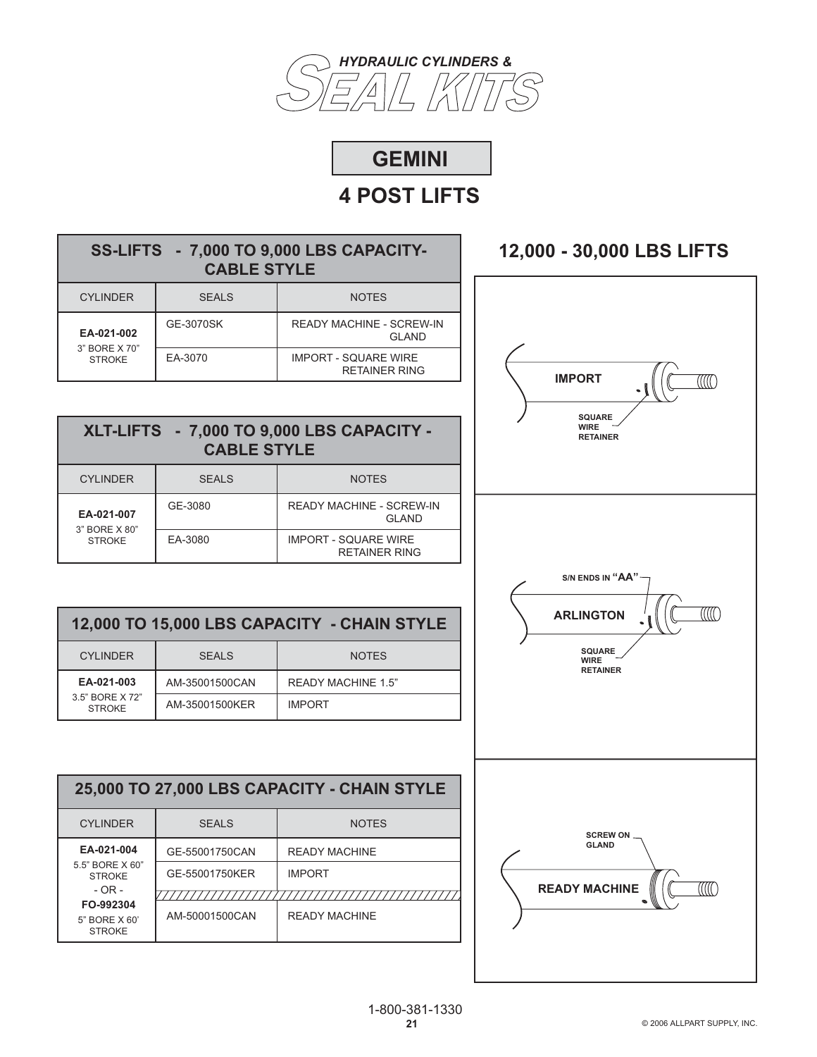# HYDRAULIC CYLINDERS & SEAL KITS

## GEMINI

## 4 POST LIFTS

| SS-LIFTS - 7,000 TO 9,000 LBS CAPACITY- CABLE STYLE | | |
|---|---|---|
| CYLINDER | SEALS | NOTES |
| **EA-021-002** 3" BORE X 70" STROKE | GE-3070SK | READY MACHINE - SCREW-IN GLAND |
| | EA-3070 | IMPORT - SQUARE WIRE RETAINER RING |

| XLT-LIFTS - 7,000 TO 9,000 LBS CAPACITY - CABLE STYLE | | |
|---|---|---|
| CYLINDER | SEALS | NOTES |
| **EA-021-007** 3" BORE X 80" STROKE | GE-3080 | READY MACHINE - SCREW-IN GLAND |
| | EA-3080 | IMPORT - SQUARE WIRE RETAINER RING |

| 12,000 TO 15,000 LBS CAPACITY - CHAIN STYLE | | |
|---|---|---|
| CYLINDER | SEALS | NOTES |
| **EA-021-003** 3.5" BORE X 72" STROKE | AM-35001500CAN | READY MACHINE 1.5" |
| | AM-35001500KER | IMPORT |

| 25,000 TO 27,000 LBS CAPACITY - CHAIN STYLE | | |
|---|---|---|
| CYLINDER | SEALS | NOTES |
| **EA-021-004** 5.5" BORE X 60" STROKE | GE-55001750CAN | READY MACHINE |
| | GE-55001750KER | IMPORT |
| - OR - **FO-992304** 5" BORE X 60' STROKE | AM-50001500CAN | READY MACHINE |

## 12,000 - 30,000 LBS LIFTS

IMPORT — SQUARE WIRE RETAINER

S/N ENDS IN "AA" — ARLINGTON — SQUARE WIRE RETAINER

SCREW ON GLAND — READY MACHINE

1-800-381-1330

© 2006 ALLPART SUPPLY, INC.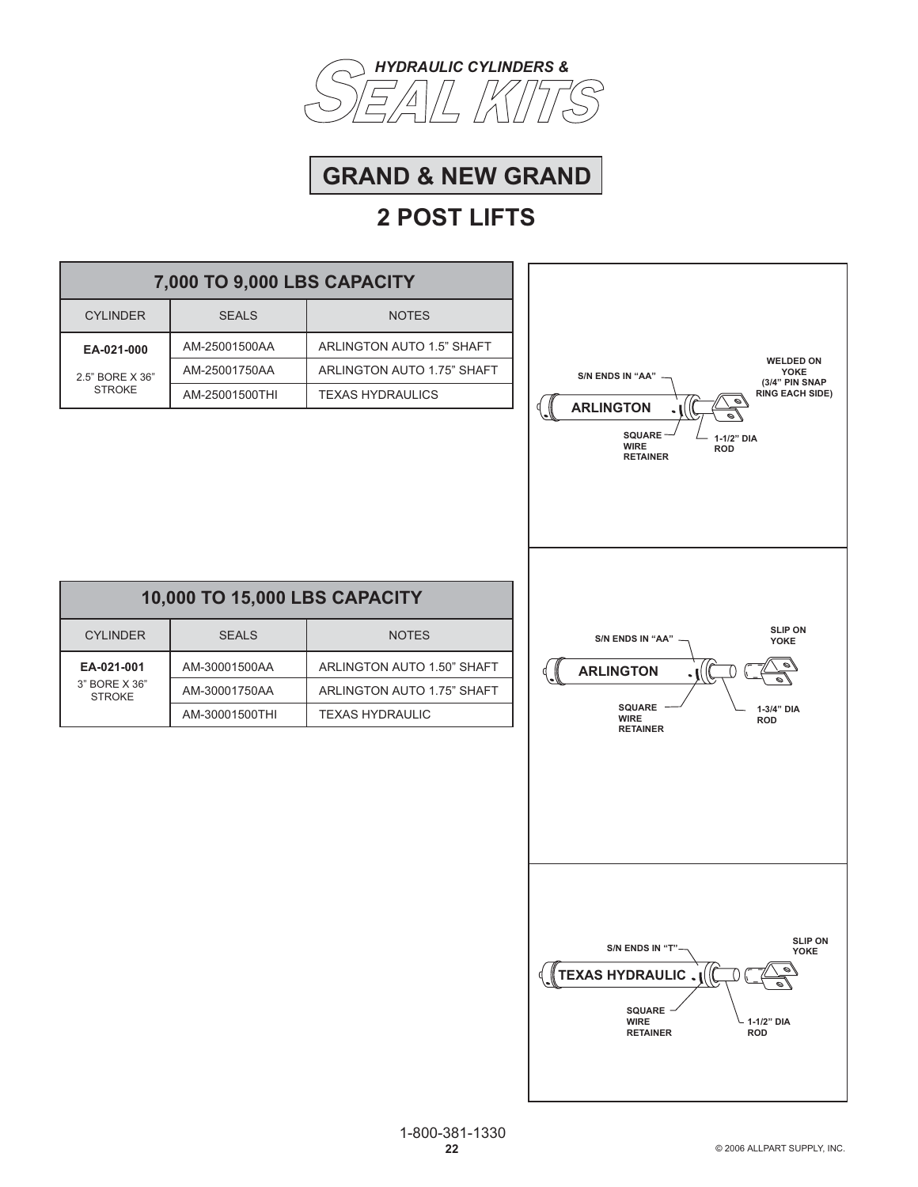*HYDRAULIC CYLINDERS &*
# SEAL KITS

## GRAND & NEW GRAND

## 2 POST LIFTS

| 7,000 TO 9,000 LBS CAPACITY | | |
|---|---|---|
| CYLINDER | SEALS | NOTES |
| **EA-021-000** 2.5" BORE X 36" STROKE | AM-25001500AA | ARLINGTON AUTO 1.5" SHAFT |
| | AM-25001750AA | ARLINGTON AUTO 1.75" SHAFT |
| | AM-25001500THI | TEXAS HYDRAULICS |

S/N ENDS IN "AA"
WELDED ON YOKE (3/4" PIN SNAP RING EACH SIDE)
ARLINGTON
SQUARE WIRE RETAINER
1-1/2" DIA ROD

| 10,000 TO 15,000 LBS CAPACITY | | |
|---|---|---|
| CYLINDER | SEALS | NOTES |
| **EA-021-001** 3" BORE X 36" STROKE | AM-30001500AA | ARLINGTON AUTO 1.50" SHAFT |
| | AM-30001750AA | ARLINGTON AUTO 1.75" SHAFT |
| | AM-30001500THI | TEXAS HYDRAULIC |

S/N ENDS IN "AA"
SLIP ON YOKE
ARLINGTON
SQUARE WIRE RETAINER
1-3/4" DIA ROD

S/N ENDS IN "T"
SLIP ON YOKE
TEXAS HYDRAULIC
SQUARE WIRE RETAINER
1-1/2" DIA ROD

1-800-381-1330

© 2006 ALLPART SUPPLY, INC.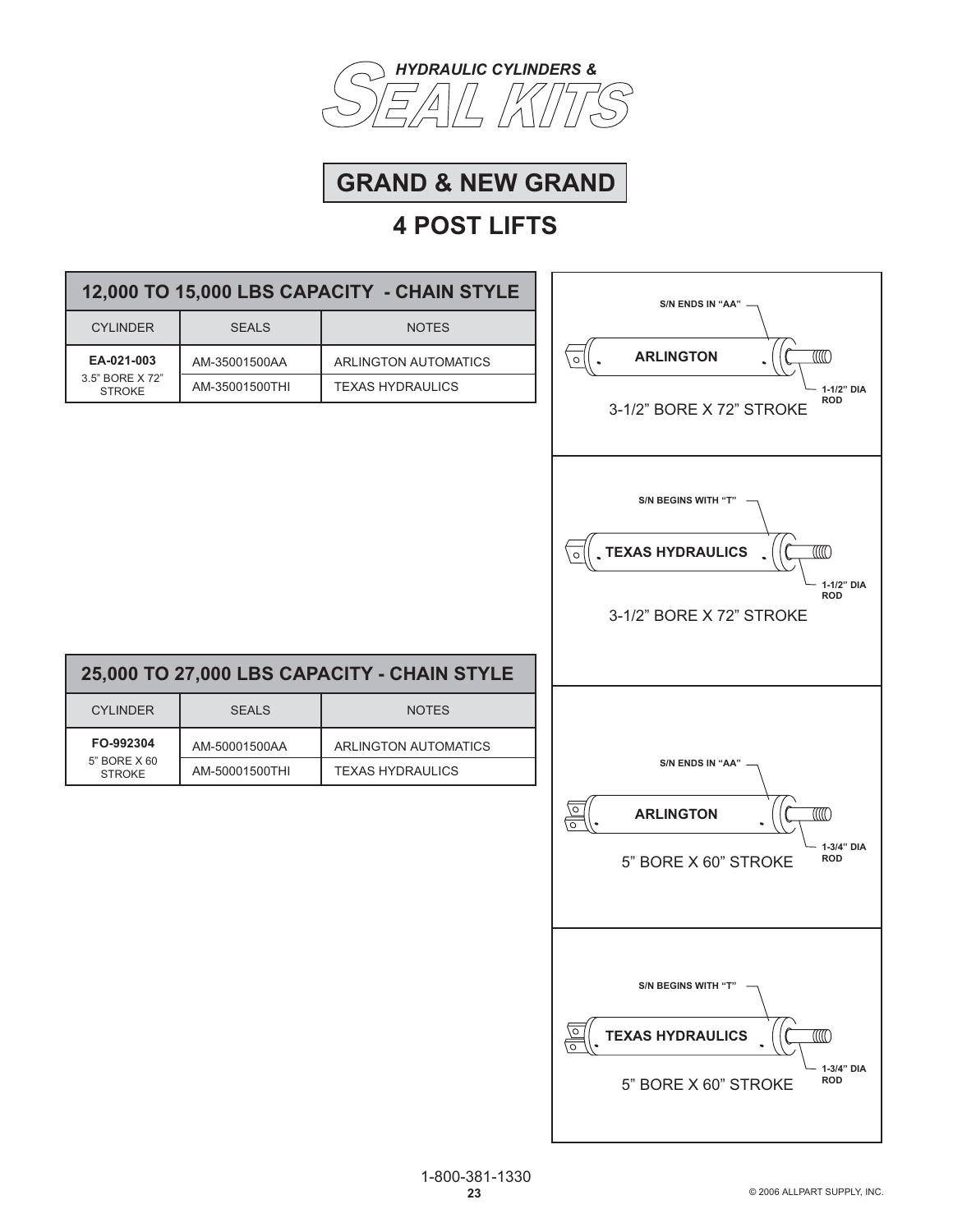# HYDRAULIC CYLINDERS & SEAL KITS

## GRAND & NEW GRAND

## 4 POST LIFTS

| 12,000 TO 15,000 LBS CAPACITY - CHAIN STYLE | | |
|---|---|---|
| CYLINDER | SEALS | NOTES |
| **EA-021-003** 3.5" BORE X 72" STROKE | AM-35001500AA | ARLINGTON AUTOMATICS |
| | AM-35001500THI | TEXAS HYDRAULICS |

S/N ENDS IN "AA"
ARLINGTON
1-1/2" DIA ROD
3-1/2" BORE X 72" STROKE

S/N BEGINS WITH "T"
TEXAS HYDRAULICS
1-1/2" DIA ROD
3-1/2" BORE X 72" STROKE

| 25,000 TO 27,000 LBS CAPACITY - CHAIN STYLE | | |
|---|---|---|
| CYLINDER | SEALS | NOTES |
| **FO-992304** 5" BORE X 60 STROKE | AM-50001500AA | ARLINGTON AUTOMATICS |
| | AM-50001500THI | TEXAS HYDRAULICS |

S/N ENDS IN "AA"
ARLINGTON
1-3/4" DIA ROD
5" BORE X 60" STROKE

S/N BEGINS WITH "T"
TEXAS HYDRAULICS
1-3/4" DIA ROD
5" BORE X 60" STROKE

1-800-381-1330

© 2006 ALLPART SUPPLY, INC.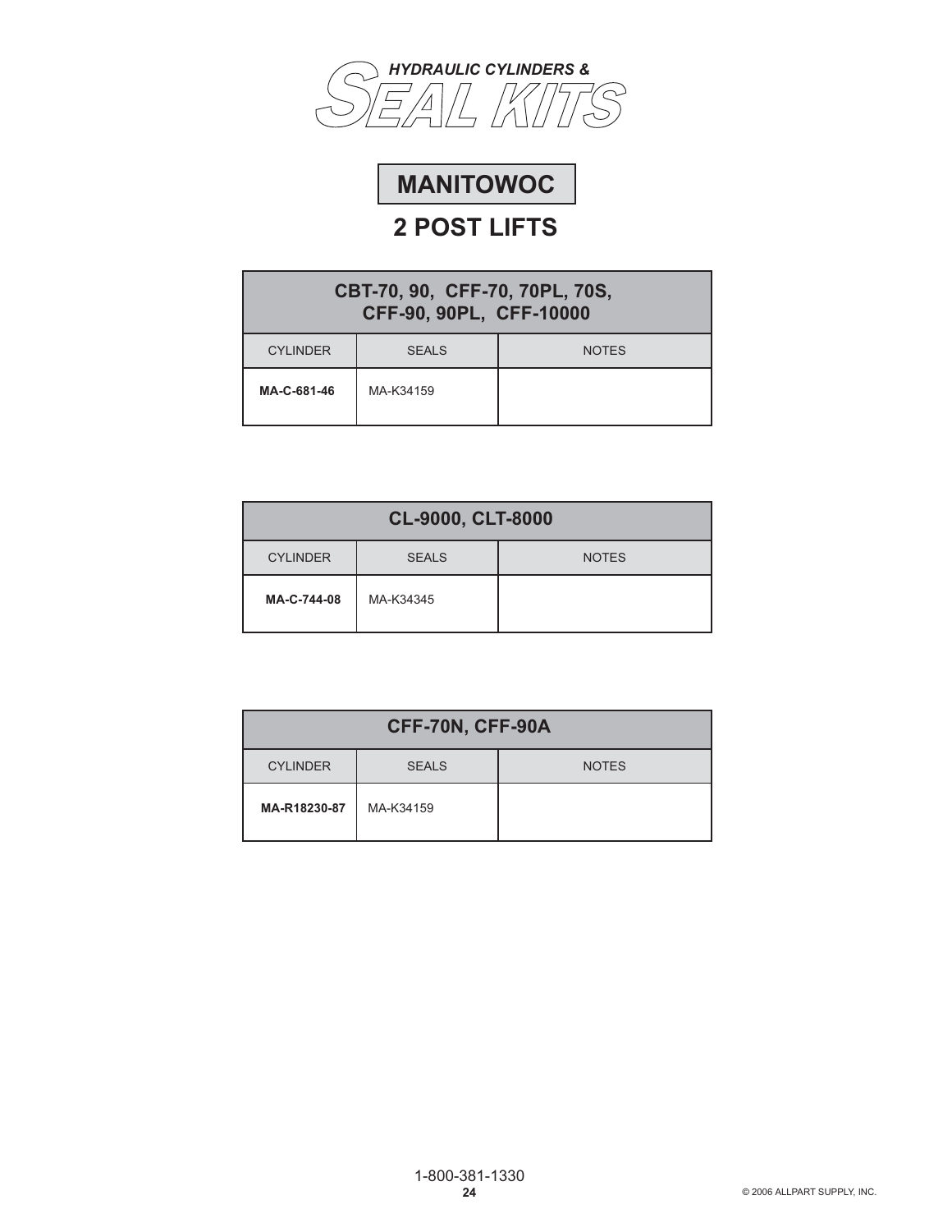# HYDRAULIC CYLINDERS & SEAL KITS

## MANITOWOC

## 2 POST LIFTS

| CBT-70, 90, CFF-70, 70PL, 70S, CFF-90, 90PL, CFF-10000 | | |
|---|---|---|
| CYLINDER | SEALS | NOTES |
| **MA-C-681-46** | MA-K34159 | |

| CL-9000, CLT-8000 | | |
|---|---|---|
| CYLINDER | SEALS | NOTES |
| **MA-C-744-08** | MA-K34345 | |

| CFF-70N, CFF-90A | | |
|---|---|---|
| CYLINDER | SEALS | NOTES |
| **MA-R18230-87** | MA-K34159 | |

1-800-381-1330

© 2006 ALLPART SUPPLY, INC.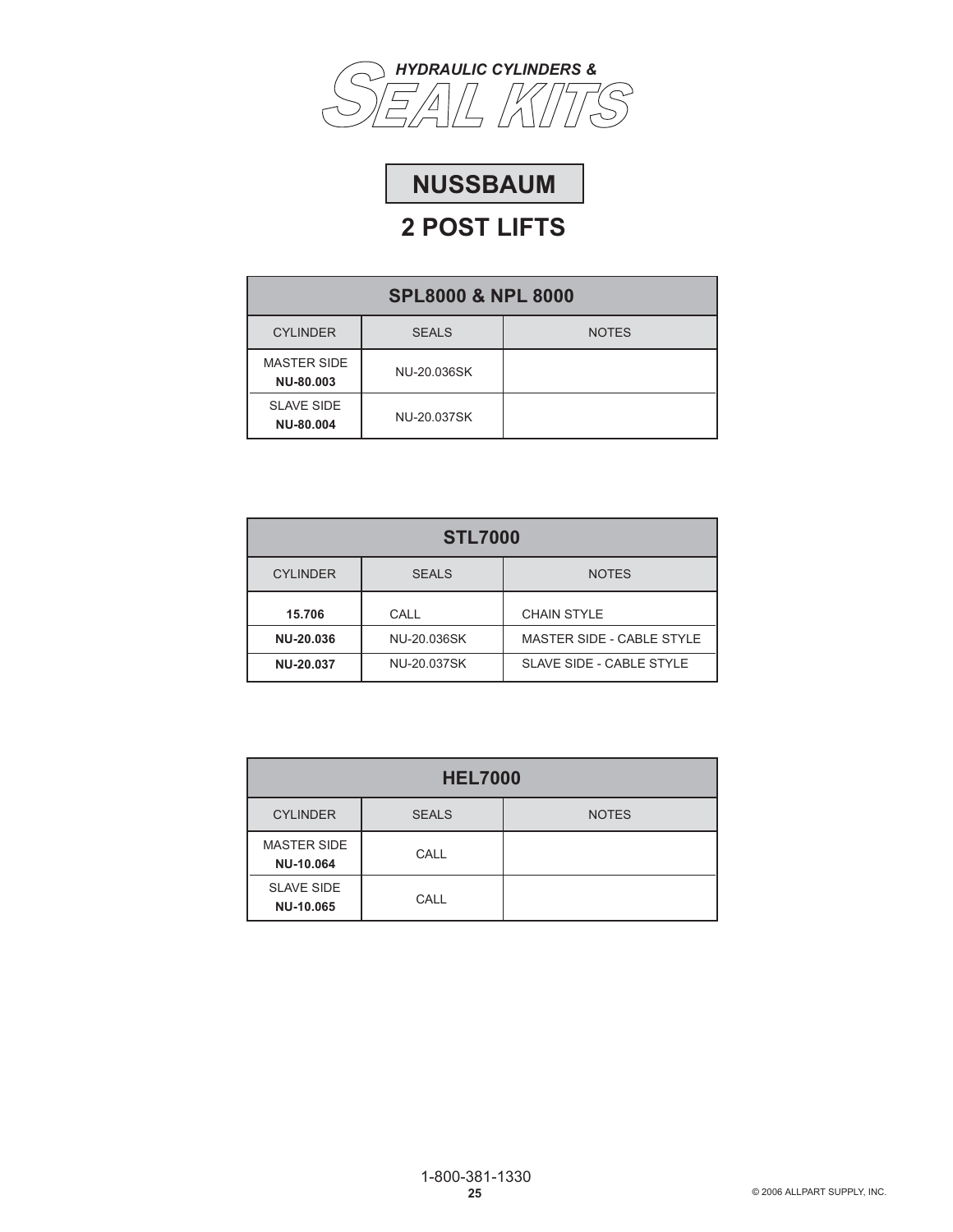# HYDRAULIC CYLINDERS & SEAL KITS

## NUSSBAUM

## 2 POST LIFTS

| SPL8000 & NPL 8000 | | |
|---|---|---|
| CYLINDER | SEALS | NOTES |
| MASTER SIDE **NU-80.003** | NU-20.036SK | |
| SLAVE SIDE **NU-80.004** | NU-20.037SK | |

| STL7000 | | |
|---|---|---|
| CYLINDER | SEALS | NOTES |
| **15.706** | CALL | CHAIN STYLE |
| **NU-20.036** | NU-20.036SK | MASTER SIDE - CABLE STYLE |
| **NU-20.037** | NU-20.037SK | SLAVE SIDE - CABLE STYLE |

| HEL7000 | | |
|---|---|---|
| CYLINDER | SEALS | NOTES |
| MASTER SIDE **NU-10.064** | CALL | |
| SLAVE SIDE **NU-10.065** | CALL | |

1-800-381-1330

© 2006 ALLPART SUPPLY, INC.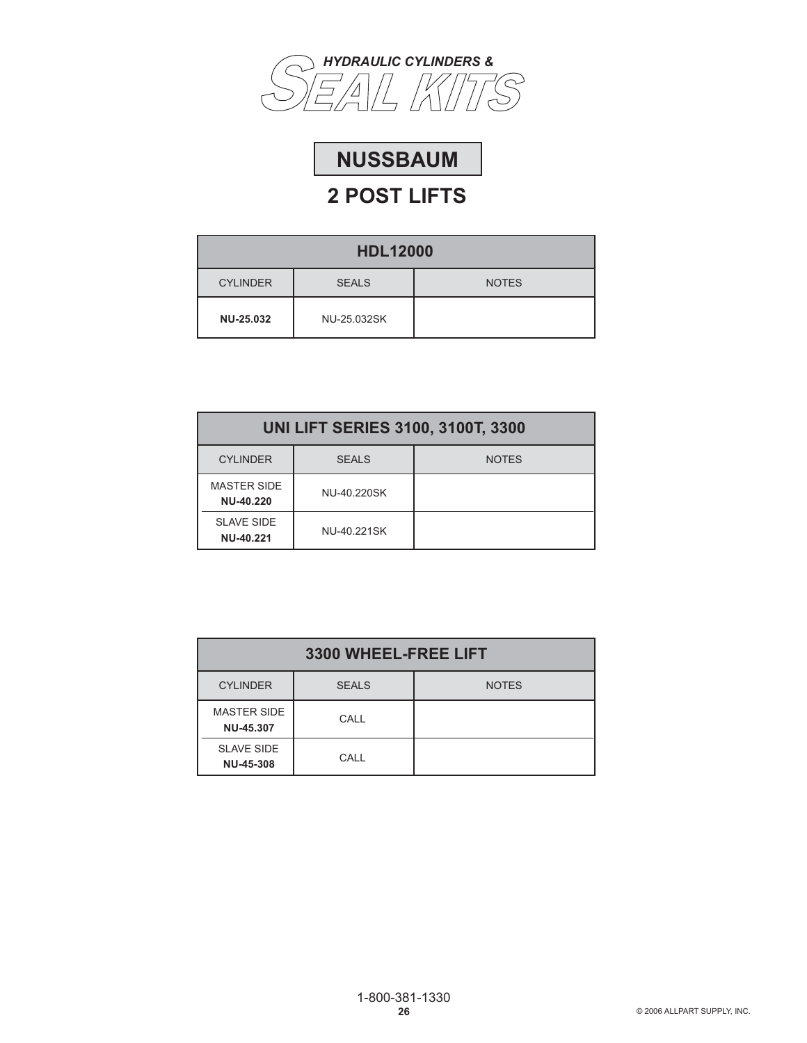*HYDRAULIC CYLINDERS &*
# SEAL KITS

## NUSSBAUM

## 2 POST LIFTS

| HDL12000 | | |
|---|---|---|
| CYLINDER | SEALS | NOTES |
| **NU-25.032** | NU-25.032SK | |

| UNI LIFT SERIES 3100, 3100T, 3300 | | |
|---|---|---|
| CYLINDER | SEALS | NOTES |
| MASTER SIDE **NU-40.220** | NU-40.220SK | |
| SLAVE SIDE **NU-40.221** | NU-40.221SK | |

| 3300 WHEEL-FREE LIFT | | |
|---|---|---|
| CYLINDER | SEALS | NOTES |
| MASTER SIDE **NU-45.307** | CALL | |
| SLAVE SIDE **NU-45-308** | CALL | |

1-800-381-1330

© 2006 ALLPART SUPPLY, INC.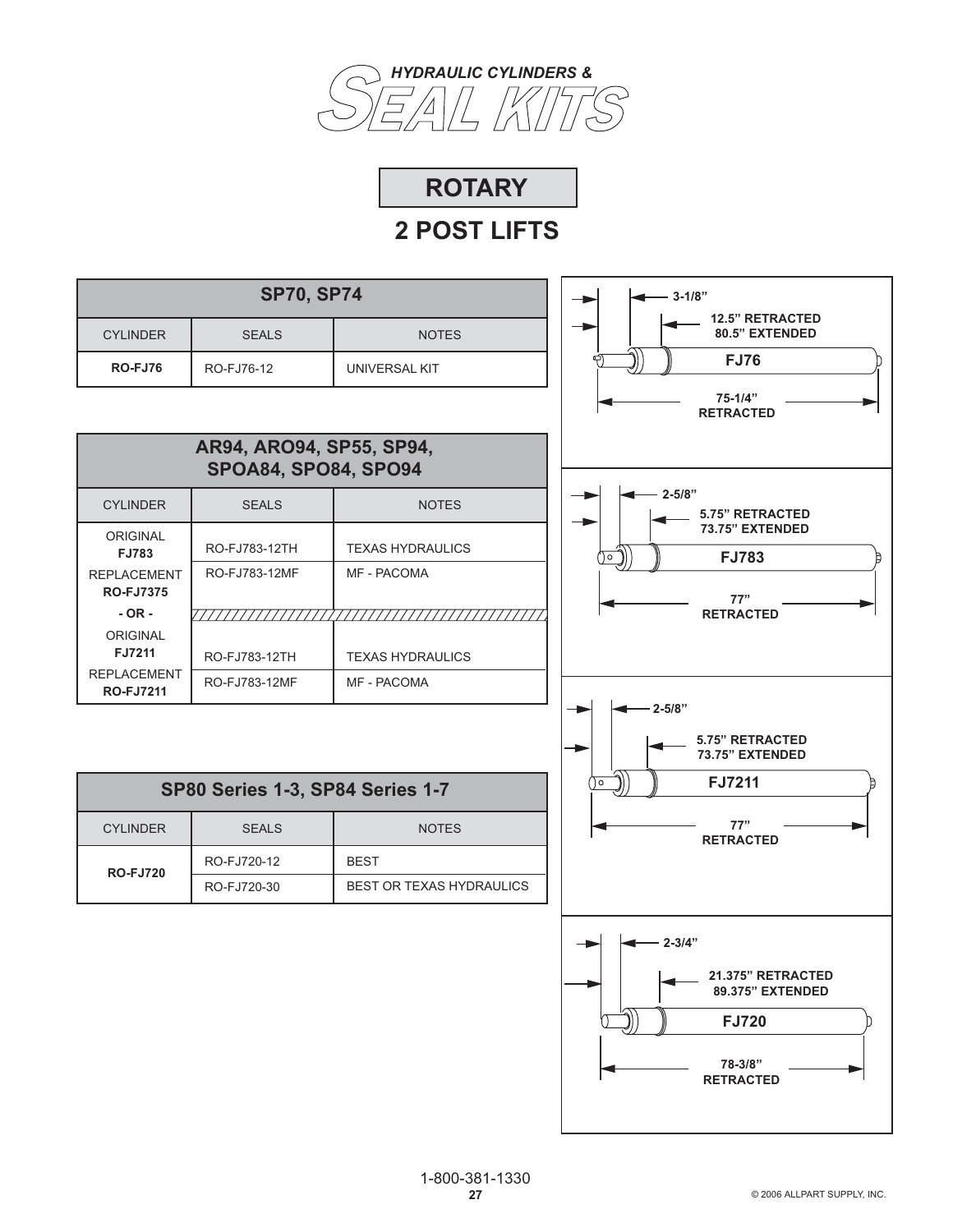# HYDRAULIC CYLINDERS & SEAL KITS

## ROTARY

## 2 POST LIFTS

| SP70, SP74 | | |
|---|---|---|
| CYLINDER | SEALS | NOTES |
| **RO-FJ76** | RO-FJ76-12 | UNIVERSAL KIT |

| AR94, ARO94, SP55, SP94, SPOA84, SPO84, SPO94 | | |
|---|---|---|
| CYLINDER | SEALS | NOTES |
| ORIGINAL **FJ783** | RO-FJ783-12TH | TEXAS HYDRAULICS |
| REPLACEMENT **RO-FJ7375** | RO-FJ783-12MF | MF - PACOMA |
| **- OR -** | | |
| ORIGINAL **FJ7211** | RO-FJ783-12TH | TEXAS HYDRAULICS |
| REPLACEMENT **RO-FJ7211** | RO-FJ783-12MF | MF - PACOMA |

| SP80 Series 1-3, SP84 Series 1-7 | | |
|---|---|---|
| CYLINDER | SEALS | NOTES |
| **RO-FJ720** | RO-FJ720-12 | BEST |
| | RO-FJ720-30 | BEST OR TEXAS HYDRAULICS |

**FJ76**: 3-1/8"; 12.5" RETRACTED, 80.5" EXTENDED; 75-1/4" RETRACTED

**FJ783**: 2-5/8"; 5.75" RETRACTED, 73.75" EXTENDED; 77" RETRACTED

**FJ7211**: 2-5/8"; 5.75" RETRACTED, 73.75" EXTENDED; 77" RETRACTED

**FJ720**: 2-3/4"; 21.375" RETRACTED, 89.375" EXTENDED; 78-3/8" RETRACTED

1-800-381-1330

© 2006 ALLPART SUPPLY, INC.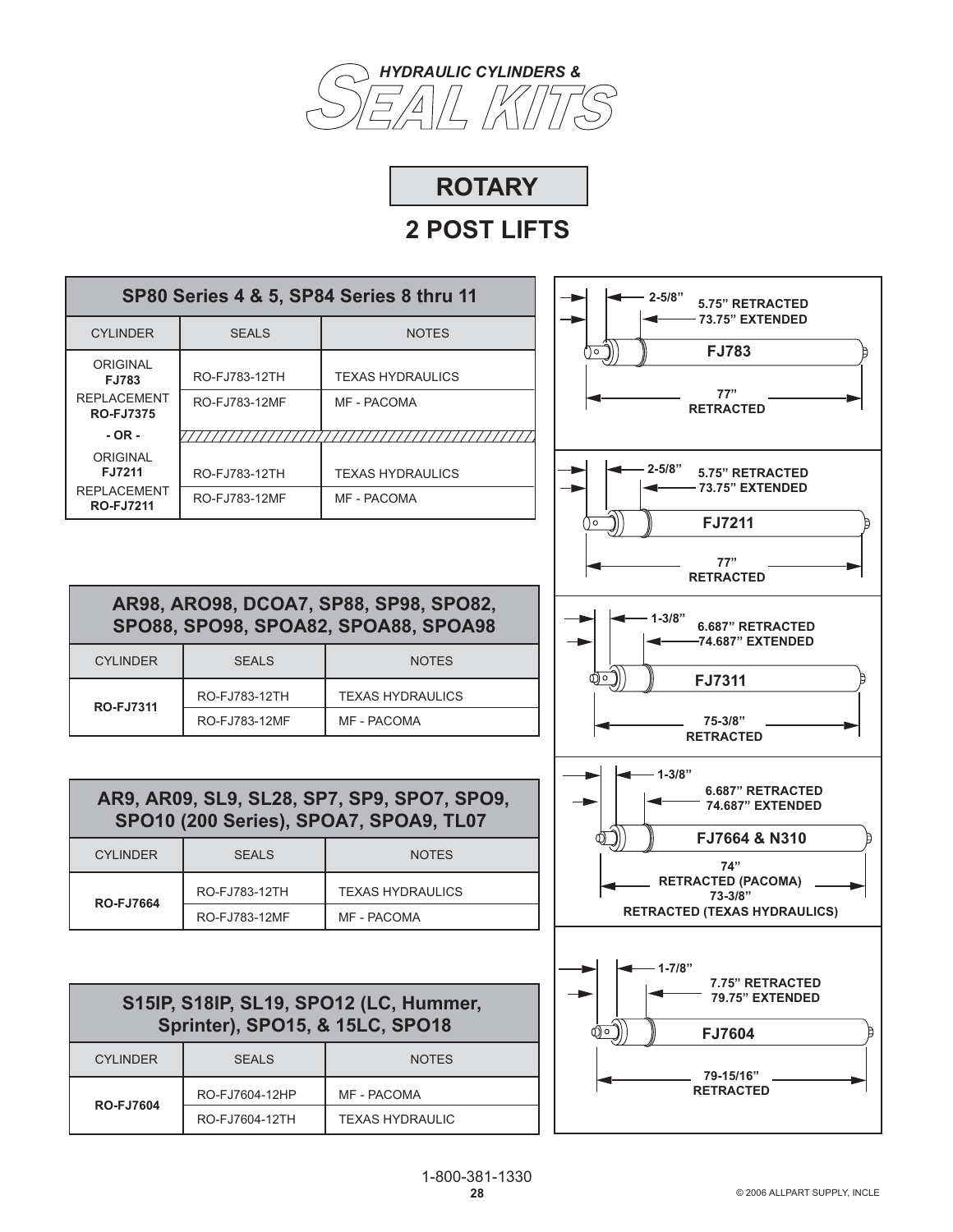# HYDRAULIC CYLINDERS & SEAL KITS

## ROTARY

## 2 POST LIFTS

### SP80 Series 4 & 5, SP84 Series 8 thru 11

| CYLINDER | SEALS | NOTES |
|---|---|---|
| ORIGINAL **FJ783** | RO-FJ783-12TH | TEXAS HYDRAULICS |
| REPLACEMENT **RO-FJ7375** | RO-FJ783-12MF | MF - PACOMA |
| **- OR -** | | |
| ORIGINAL **FJ7211** | RO-FJ783-12TH | TEXAS HYDRAULICS |
| REPLACEMENT **RO-FJ7211** | RO-FJ783-12MF | MF - PACOMA |

**FJ783**: 2-5/8" — 5.75" RETRACTED — 73.75" EXTENDED — 77" RETRACTED

**FJ7211**: 2-5/8" — 5.75" RETRACTED — 73.75" EXTENDED — 77" RETRACTED

### AR98, ARO98, DCOA7, SP88, SP98, SPO82, SPO88, SPO98, SPOA82, SPOA88, SPOA98

| CYLINDER | SEALS | NOTES |
|---|---|---|
| **RO-FJ7311** | RO-FJ783-12TH | TEXAS HYDRAULICS |
| | RO-FJ783-12MF | MF - PACOMA |

**FJ7311**: 1-3/8" — 6.687" RETRACTED — 74.687" EXTENDED — 75-3/8" RETRACTED

### AR9, AR09, SL9, SL28, SP7, SP9, SPO7, SPO9, SPO10 (200 Series), SPOA7, SPOA9, TL07

| CYLINDER | SEALS | NOTES |
|---|---|---|
| **RO-FJ7664** | RO-FJ783-12TH | TEXAS HYDRAULICS |
| | RO-FJ783-12MF | MF - PACOMA |

**FJ7664 & N310**: 1-3/8" — 6.687" RETRACTED — 74.687" EXTENDED — 74" RETRACTED (PACOMA) — 73-3/8" RETRACTED (TEXAS HYDRAULICS)

### S15IP, S18IP, SL19, SPO12 (LC, Hummer, Sprinter), SPO15, & 15LC, SPO18

| CYLINDER | SEALS | NOTES |
|---|---|---|
| **RO-FJ7604** | RO-FJ7604-12HP | MF - PACOMA |
| | RO-FJ7604-12TH | TEXAS HYDRAULIC |

**FJ7604**: 1-7/8" — 7.75" RETRACTED — 79.75" EXTENDED — 79-15/16" RETRACTED

1-800-381-1330

© 2006 ALLPART SUPPLY, INCLE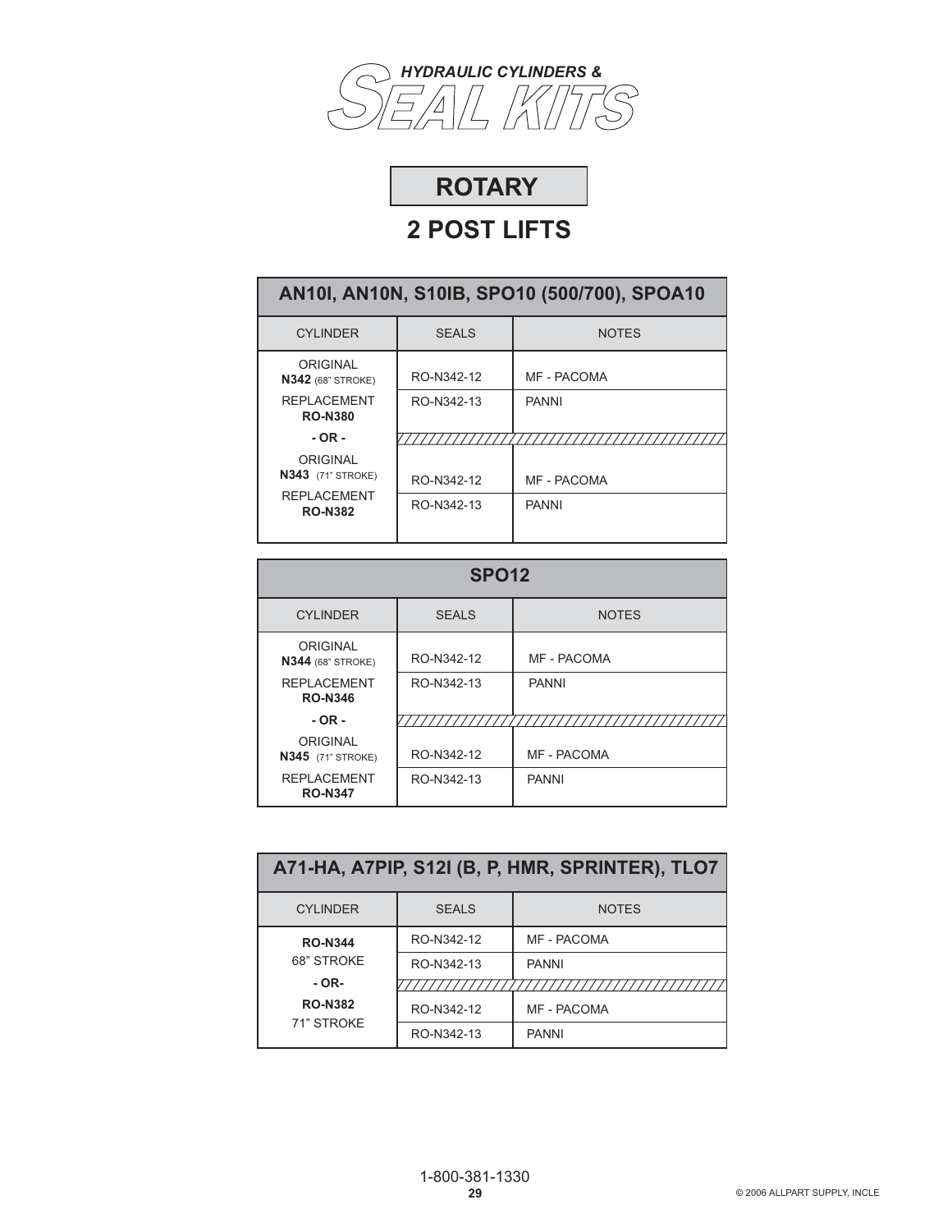# HYDRAULIC CYLINDERS & SEAL KITS

## ROTARY

## 2 POST LIFTS

| AN10I, AN10N, S10IB, SPO10 (500/700), SPOA10 | | |
|---|---|---|
| CYLINDER | SEALS | NOTES |
| ORIGINAL **N342** (68" STROKE) | RO-N342-12 | MF - PACOMA |
| REPLACEMENT **RO-N380** | RO-N342-13 | PANNI |
| **- OR -** | | |
| ORIGINAL **N343** (71" STROKE) | RO-N342-12 | MF - PACOMA |
| REPLACEMENT **RO-N382** | RO-N342-13 | PANNI |

| SPO12 | | |
|---|---|---|
| CYLINDER | SEALS | NOTES |
| ORIGINAL **N344** (68" STROKE) | RO-N342-12 | MF - PACOMA |
| REPLACEMENT **RO-N346** | RO-N342-13 | PANNI |
| **- OR -** | | |
| ORIGINAL **N345** (71" STROKE) | RO-N342-12 | MF - PACOMA |
| REPLACEMENT **RO-N347** | RO-N342-13 | PANNI |

| A71-HA, A7PIP, S12I (B, P, HMR, SPRINTER), TLO7 | | |
|---|---|---|
| CYLINDER | SEALS | NOTES |
| **RO-N344** 68" STROKE | RO-N342-12 | MF - PACOMA |
| | RO-N342-13 | PANNI |
| **- OR-** | | |
| **RO-N382** 71" STROKE | RO-N342-12 | MF - PACOMA |
| | RO-N342-13 | PANNI |

1-800-381-1330

© 2006 ALLPART SUPPLY, INCLE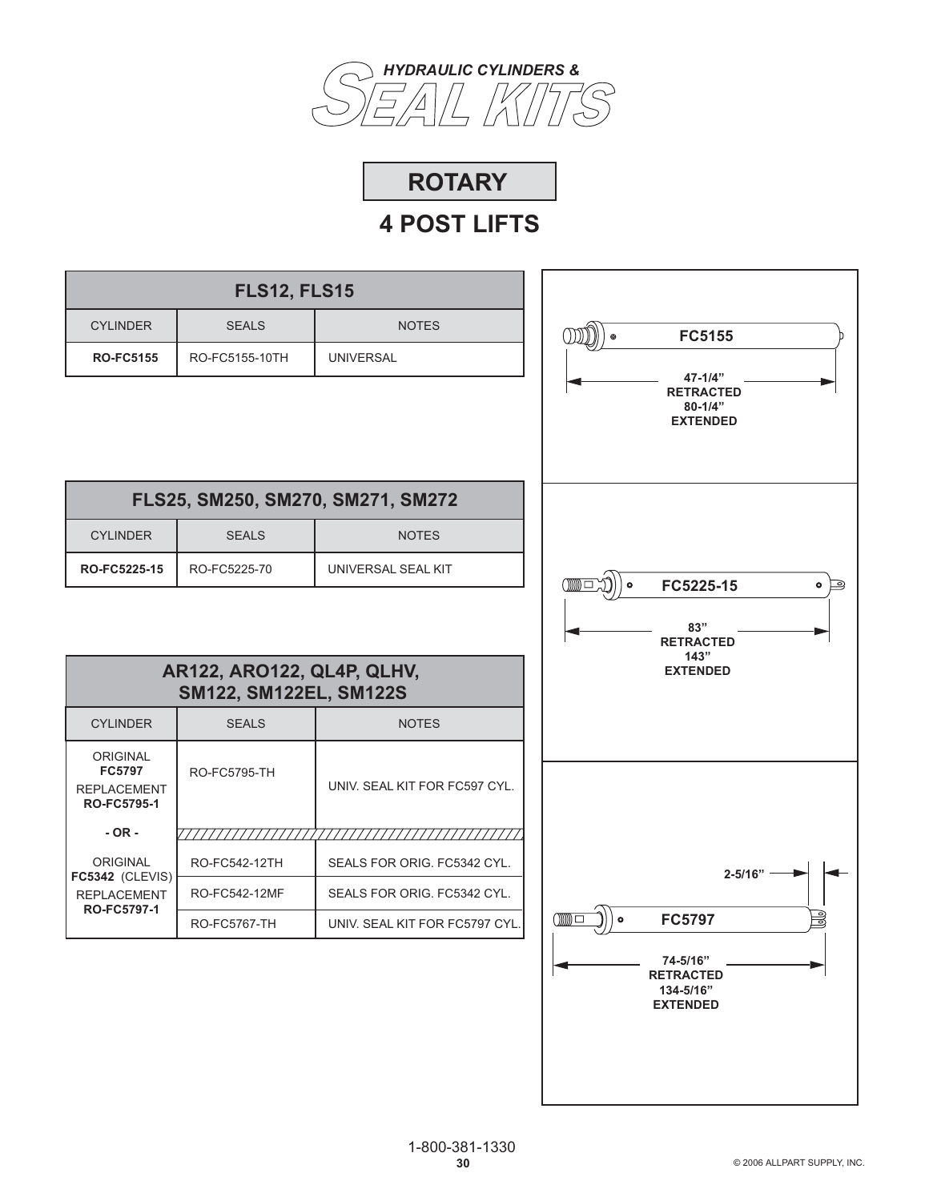# HYDRAULIC CYLINDERS & SEAL KITS

## ROTARY

## 4 POST LIFTS

| FLS12, FLS15 | | |
|---|---|---|
| CYLINDER | SEALS | NOTES |
| **RO-FC5155** | RO-FC5155-10TH | UNIVERSAL |

| FLS25, SM250, SM270, SM271, SM272 | | |
|---|---|---|
| CYLINDER | SEALS | NOTES |
| **RO-FC5225-15** | RO-FC5225-70 | UNIVERSAL SEAL KIT |

| AR122, ARO122, QL4P, QLHV, SM122, SM122EL, SM122S | | |
|---|---|---|
| CYLINDER | SEALS | NOTES |
| ORIGINAL **FC5797** REPLACEMENT **RO-FC5795-1** | RO-FC5795-TH | UNIV. SEAL KIT FOR FC597 CYL. |
| **- OR -** | | |
| ORIGINAL **FC5342** (CLEVIS) REPLACEMENT **RO-FC5797-1** | RO-FC542-12TH | SEALS FOR ORIG. FC5342 CYL. |
| | RO-FC542-12MF | SEALS FOR ORIG. FC5342 CYL. |
| | RO-FC5767-TH | UNIV. SEAL KIT FOR FC5797 CYL. |

**FC5155**
47-1/4" RETRACTED
80-1/4" EXTENDED

**FC5225-15**
83" RETRACTED
143" EXTENDED

**FC5797**
2-5/16"
74-5/16" RETRACTED
134-5/16" EXTENDED

1-800-381-1330

© 2006 ALLPART SUPPLY, INC.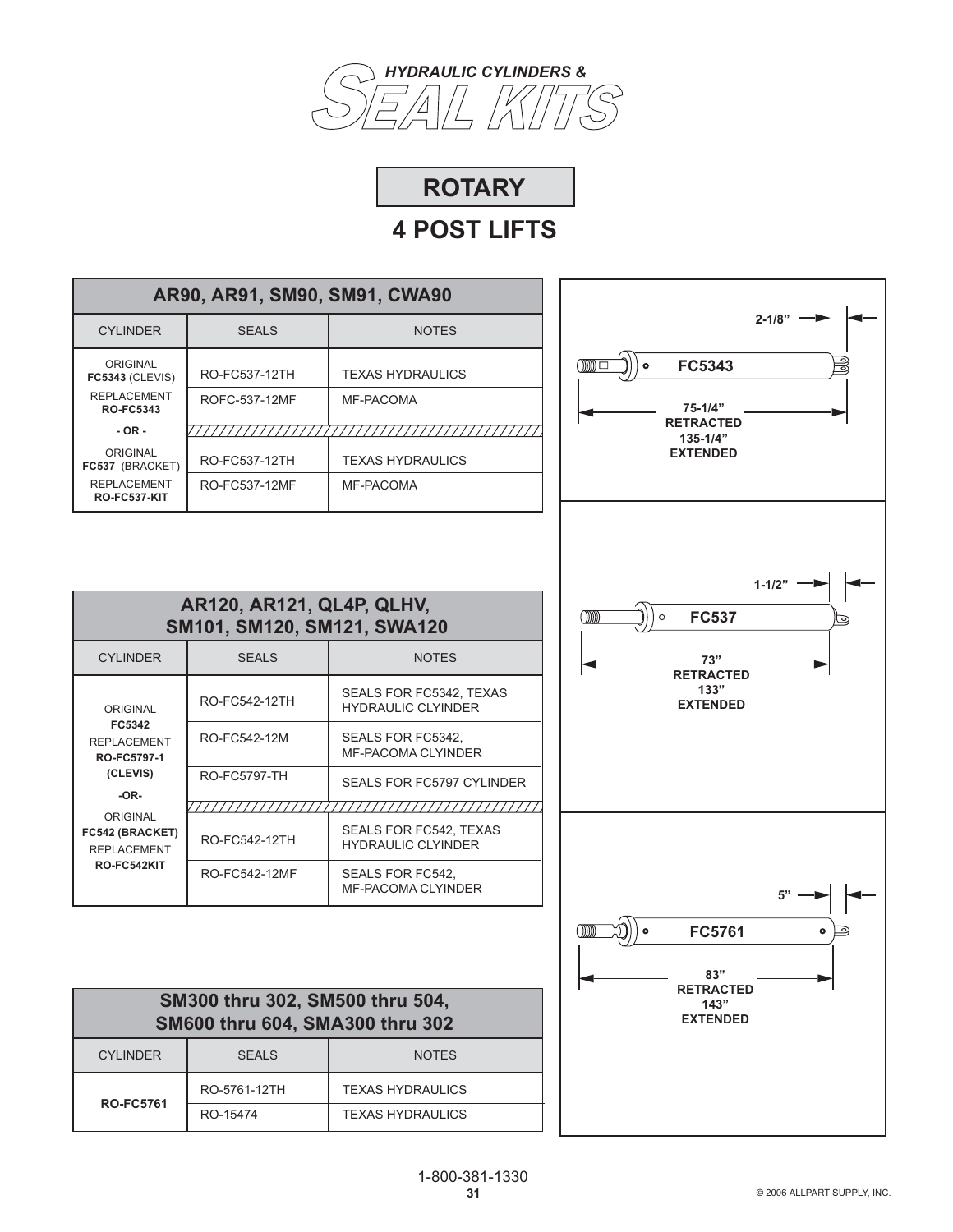*HYDRAULIC CYLINDERS &*

# SEAL KITS

## ROTARY

## 4 POST LIFTS

| AR90, AR91, SM90, SM91, CWA90 | | |
|---|---|---|
| CYLINDER | SEALS | NOTES |
| ORIGINAL **FC5343** (CLEVIS) | RO-FC537-12TH | TEXAS HYDRAULICS |
| REPLACEMENT **RO-FC5343** | ROFC-537-12MF | MF-PACOMA |
| **- OR -** | | |
| ORIGINAL **FC537** (BRACKET) | RO-FC537-12TH | TEXAS HYDRAULICS |
| REPLACEMENT **RO-FC537-KIT** | RO-FC537-12MF | MF-PACOMA |

**FC5343**: 2-1/8"; 75-1/4" RETRACTED; 135-1/4" EXTENDED

**FC537**: 1-1/2"; 73" RETRACTED; 133" EXTENDED

**FC5761**: 5"; 83" RETRACTED; 143" EXTENDED

| AR120, AR121, QL4P, QLHV, SM101, SM120, SM121, SWA120 | | |
|---|---|---|
| CYLINDER | SEALS | NOTES |
| ORIGINAL **FC5342** REPLACEMENT **RO-FC5797-1** **(CLEVIS)** | RO-FC542-12TH | SEALS FOR FC5342, TEXAS HYDRAULIC CLYINDER |
| | RO-FC542-12M | SEALS FOR FC5342, MF-PACOMA CLYINDER |
| | RO-FC5797-TH | SEALS FOR FC5797 CYLINDER |
| **-OR-** | | |
| ORIGINAL **FC542 (BRACKET)** REPLACEMENT **RO-FC542KIT** | RO-FC542-12TH | SEALS FOR FC542, TEXAS HYDRAULIC CLYINDER |
| | RO-FC542-12MF | SEALS FOR FC542, MF-PACOMA CLYINDER |

| SM300 thru 302, SM500 thru 504, SM600 thru 604, SMA300 thru 302 | | |
|---|---|---|
| CYLINDER | SEALS | NOTES |
| **RO-FC5761** | RO-5761-12TH | TEXAS HYDRAULICS |
| | RO-15474 | TEXAS HYDRAULICS |

1-800-381-1330

© 2006 ALLPART SUPPLY, INC.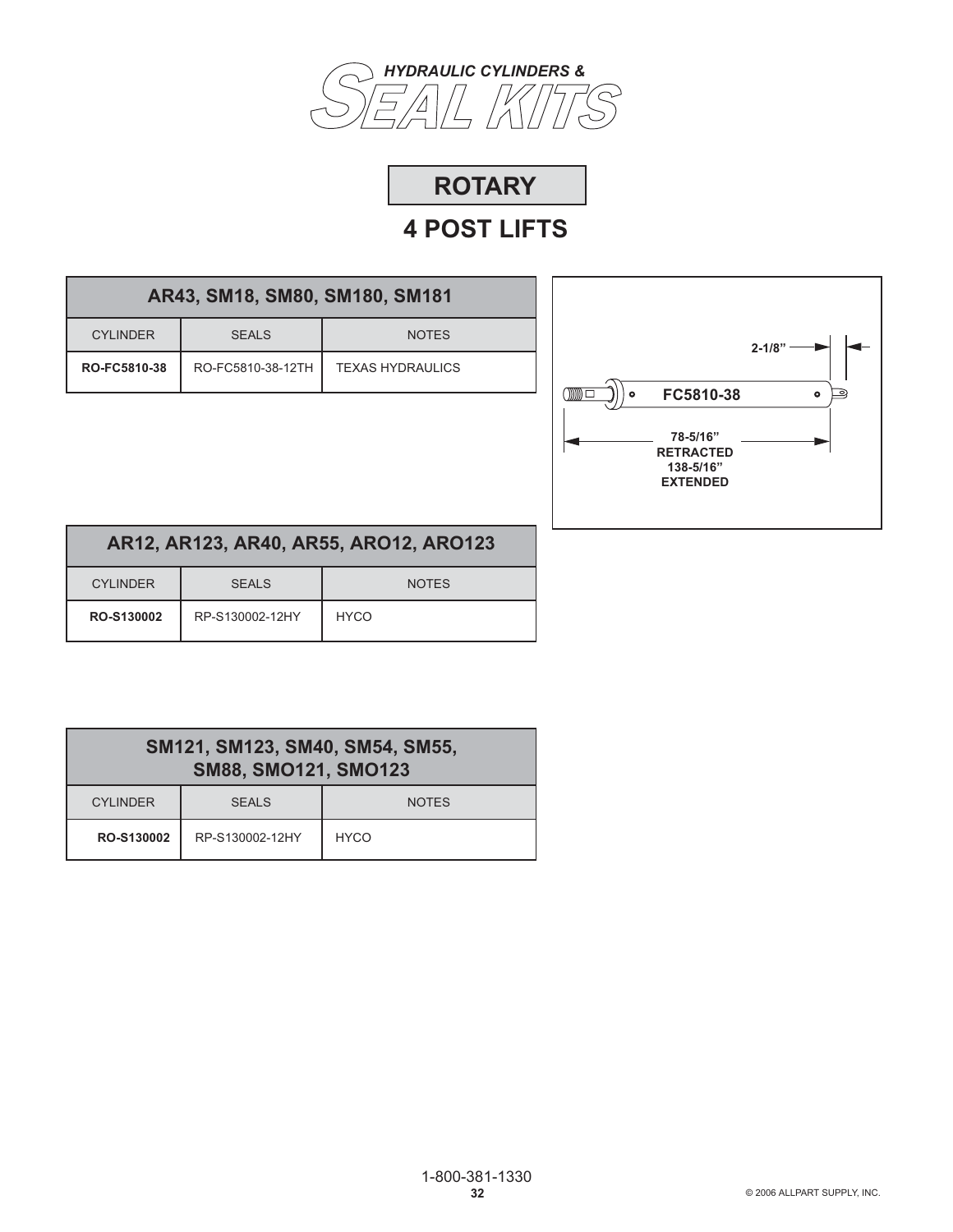# HYDRAULIC CYLINDERS & SEAL KITS

## ROTARY

## 4 POST LIFTS

| AR43, SM18, SM80, SM180, SM181 | | |
|---|---|---|
| CYLINDER | SEALS | NOTES |
| **RO-FC5810-38** | RO-FC5810-38-12TH | TEXAS HYDRAULICS |

FC5810-38

2-1/8"

78-5/16" RETRACTED
138-5/16" EXTENDED

| AR12, AR123, AR40, AR55, ARO12, ARO123 | | |
|---|---|---|
| CYLINDER | SEALS | NOTES |
| **RO-S130002** | RP-S130002-12HY | HYCO |

| SM121, SM123, SM40, SM54, SM55, SM88, SMO121, SMO123 | | |
|---|---|---|
| CYLINDER | SEALS | NOTES |
| **RO-S130002** | RP-S130002-12HY | HYCO |

1-800-381-1330

© 2006 ALLPART SUPPLY, INC.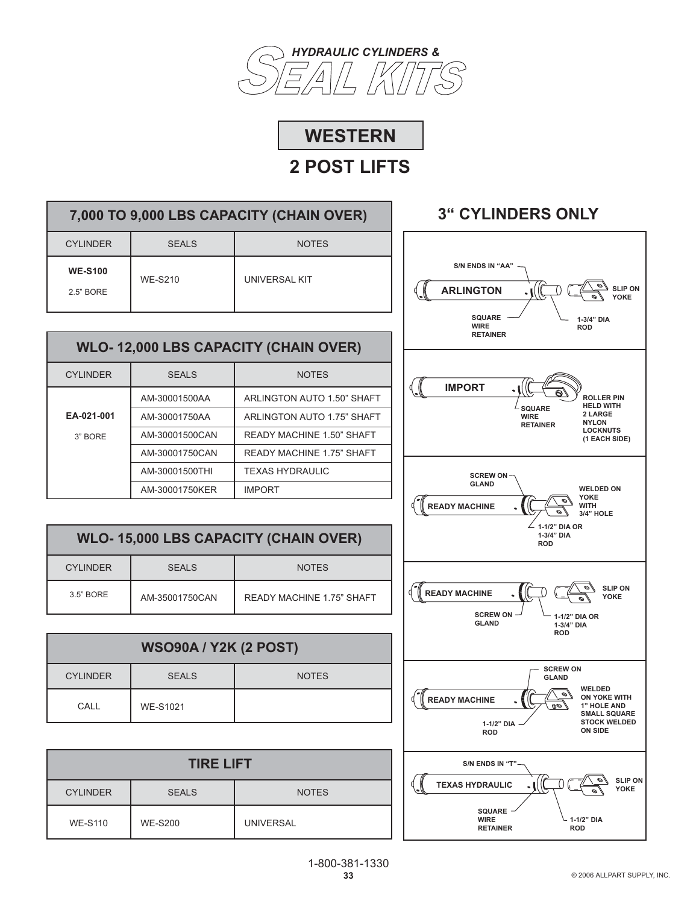# *HYDRAULIC CYLINDERS &* SEAL KITS

## WESTERN

## 2 POST LIFTS

| 7,000 TO 9,000 LBS CAPACITY (CHAIN OVER) | | |
|---|---|---|
| CYLINDER | SEALS | NOTES |
| **WE-S100** 2.5" BORE | WE-S210 | UNIVERSAL KIT |

| WLO- 12,000 LBS CAPACITY (CHAIN OVER) | | |
|---|---|---|
| CYLINDER | SEALS | NOTES |
| **EA-021-001** 3" BORE | AM-30001500AA | ARLINGTON AUTO 1.50" SHAFT |
| | AM-30001750AA | ARLINGTON AUTO 1.75" SHAFT |
| | AM-30001500CAN | READY MACHINE 1.50" SHAFT |
| | AM-30001750CAN | READY MACHINE 1.75" SHAFT |
| | AM-30001500THI | TEXAS HYDRAULIC |
| | AM-30001750KER | IMPORT |

| WLO- 15,000 LBS CAPACITY (CHAIN OVER) | | |
|---|---|---|
| CYLINDER | SEALS | NOTES |
| 3.5" BORE | AM-35001750CAN | READY MACHINE 1.75" SHAFT |

| WSO90A / Y2K (2 POST) | | |
|---|---|---|
| CYLINDER | SEALS | NOTES |
| CALL | WE-S1021 | |

| TIRE LIFT | | |
|---|---|---|
| CYLINDER | SEALS | NOTES |
| WE-S110 | WE-S200 | UNIVERSAL |

## 3" CYLINDERS ONLY

**ARLINGTON** — S/N ENDS IN "AA"; SQUARE WIRE RETAINER; 1-3/4" DIA ROD; SLIP ON YOKE

**IMPORT** — SQUARE WIRE RETAINER; ROLLER PIN HELD WITH 2 LARGE NYLON LOCKNUTS (1 EACH SIDE)

**READY MACHINE** — SCREW ON GLAND; WELDED ON YOKE WITH 3/4" HOLE; 1-1/2" DIA OR 1-3/4" DIA ROD

**READY MACHINE** — SCREW ON GLAND; 1-1/2" DIA OR 1-3/4" DIA ROD; SLIP ON YOKE

**READY MACHINE** — SCREW ON GLAND; 1-1/2" DIA ROD; WELDED ON YOKE WITH 1" HOLE AND SMALL SQUARE STOCK WELDED ON SIDE

**TEXAS HYDRAULIC** — S/N ENDS IN "T"; SQUARE WIRE RETAINER; 1-1/2" DIA ROD; SLIP ON YOKE

1-800-381-1330

© 2006 ALLPART SUPPLY, INC.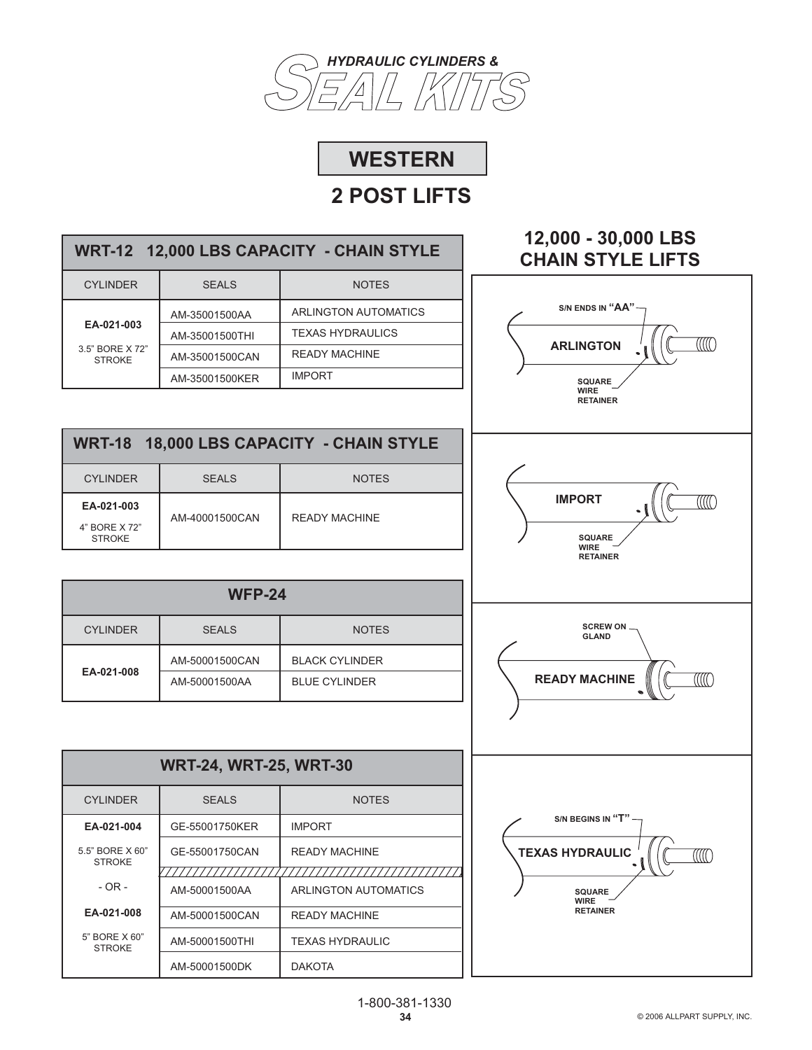*HYDRAULIC CYLINDERS &*

# SEAL KITS

## WESTERN

## 2 POST LIFTS

| WRT-12 12,000 LBS CAPACITY - CHAIN STYLE | | |
|---|---|---|
| CYLINDER | SEALS | NOTES |
| **EA-021-003** 3.5" BORE X 72" STROKE | AM-35001500AA | ARLINGTON AUTOMATICS |
| | AM-35001500THI | TEXAS HYDRAULICS |
| | AM-35001500CAN | READY MACHINE |
| | AM-35001500KER | IMPORT |

| WRT-18 18,000 LBS CAPACITY - CHAIN STYLE | | |
|---|---|---|
| CYLINDER | SEALS | NOTES |
| **EA-021-003** 4" BORE X 72" STROKE | AM-40001500CAN | READY MACHINE |

| WFP-24 | | |
|---|---|---|
| CYLINDER | SEALS | NOTES |
| **EA-021-008** | AM-50001500CAN | BLACK CYLINDER |
| | AM-50001500AA | BLUE CYLINDER |

| WRT-24, WRT-25, WRT-30 | | |
|---|---|---|
| CYLINDER | SEALS | NOTES |
| **EA-021-004** | GE-55001750KER | IMPORT |
| 5.5" BORE X 60" STROKE | GE-55001750CAN | READY MACHINE |
| - OR - | AM-50001500AA | ARLINGTON AUTOMATICS |
| **EA-021-008** | AM-50001500CAN | READY MACHINE |
| 5" BORE X 60" STROKE | AM-50001500THI | TEXAS HYDRAULIC |
| | AM-50001500DK | DAKOTA |

## 12,000 - 30,000 LBS CHAIN STYLE LIFTS

S/N ENDS IN "AA" — ARLINGTON — SQUARE WIRE RETAINER

IMPORT — SQUARE WIRE RETAINER

SCREW ON GLAND — READY MACHINE

S/N BEGINS IN "T" — TEXAS HYDRAULIC — SQUARE WIRE RETAINER

1-800-381-1330

© 2006 ALLPART SUPPLY, INC.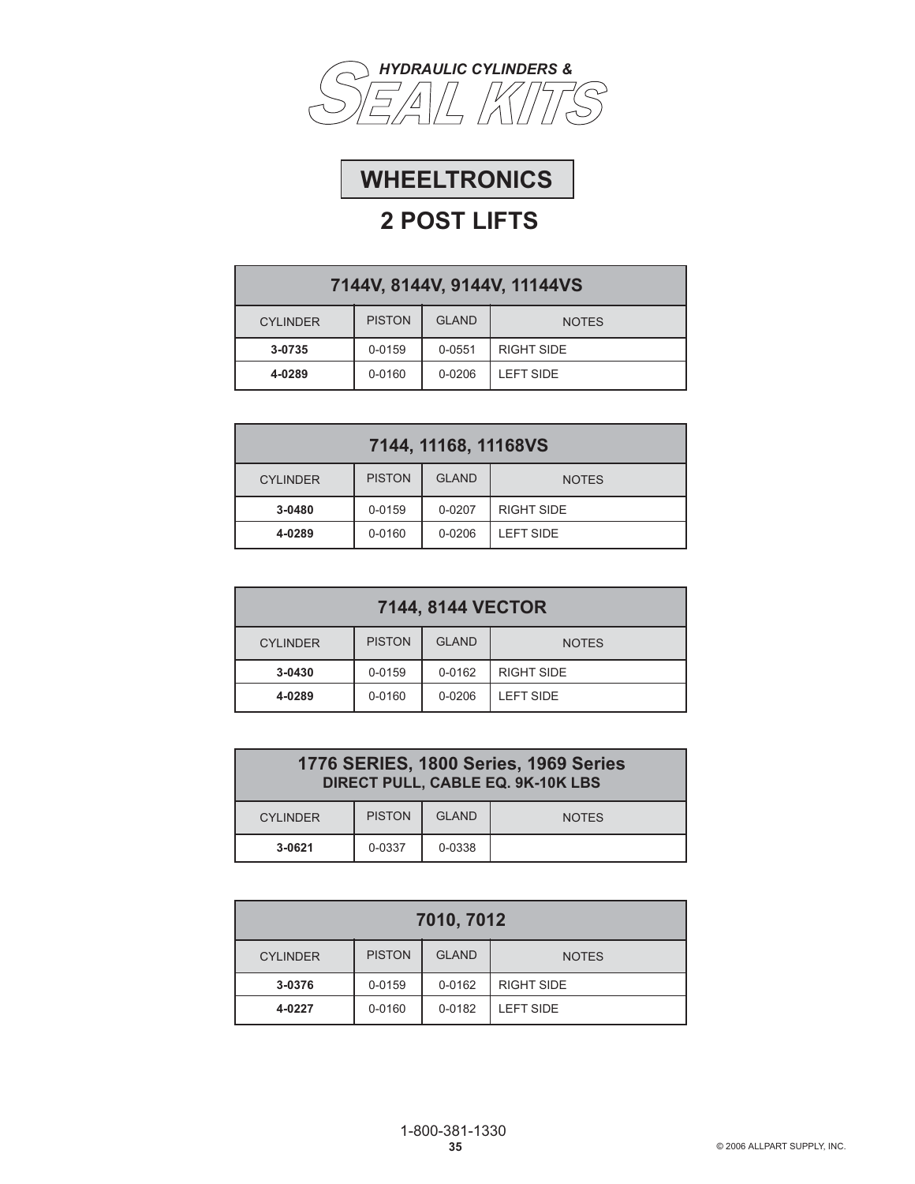# HYDRAULIC CYLINDERS & SEAL KITS

## WHEELTRONICS

## 2 POST LIFTS

| 7144V, 8144V, 9144V, 11144VS | | | |
|---|---|---|---|
| CYLINDER | PISTON | GLAND | NOTES |
| **3-0735** | 0-0159 | 0-0551 | RIGHT SIDE |
| **4-0289** | 0-0160 | 0-0206 | LEFT SIDE |

| 7144, 11168, 11168VS | | | |
|---|---|---|---|
| CYLINDER | PISTON | GLAND | NOTES |
| **3-0480** | 0-0159 | 0-0207 | RIGHT SIDE |
| **4-0289** | 0-0160 | 0-0206 | LEFT SIDE |

| 7144, 8144 VECTOR | | | |
|---|---|---|---|
| CYLINDER | PISTON | GLAND | NOTES |
| **3-0430** | 0-0159 | 0-0162 | RIGHT SIDE |
| **4-0289** | 0-0160 | 0-0206 | LEFT SIDE |

| 1776 SERIES, 1800 Series, 1969 Series DIRECT PULL, CABLE EQ. 9K-10K LBS | | | |
|---|---|---|---|
| CYLINDER | PISTON | GLAND | NOTES |
| **3-0621** | 0-0337 | 0-0338 | |

| 7010, 7012 | | | |
|---|---|---|---|
| CYLINDER | PISTON | GLAND | NOTES |
| **3-0376** | 0-0159 | 0-0162 | RIGHT SIDE |
| **4-0227** | 0-0160 | 0-0182 | LEFT SIDE |

1-800-381-1330

© 2006 ALLPART SUPPLY, INC.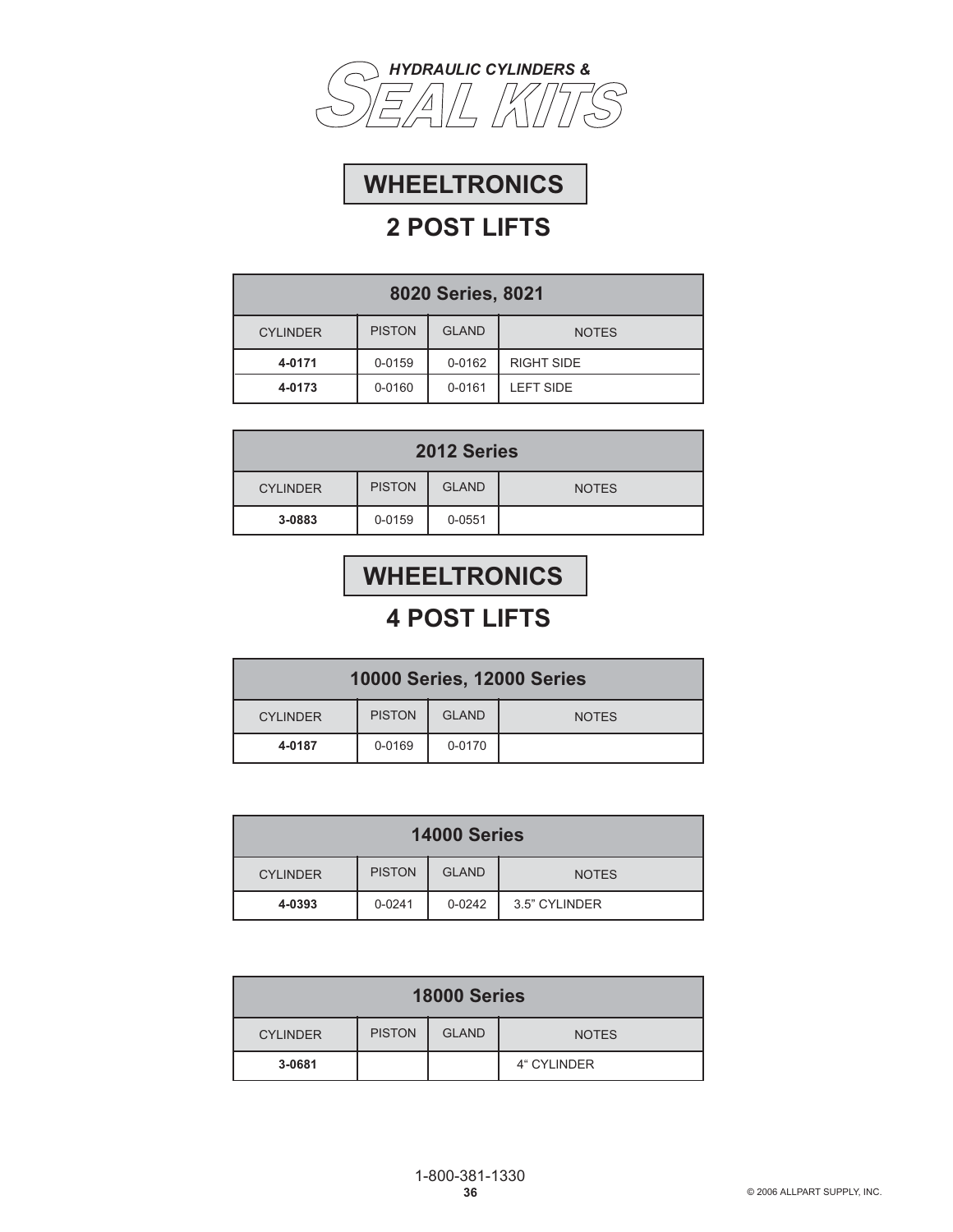# HYDRAULIC CYLINDERS & SEAL KITS

## WHEELTRONICS

### 2 POST LIFTS

| 8020 Series, 8021 | | | |
|---|---|---|---|
| CYLINDER | PISTON | GLAND | NOTES |
| **4-0171** | 0-0159 | 0-0162 | RIGHT SIDE |
| **4-0173** | 0-0160 | 0-0161 | LEFT SIDE |

| 2012 Series | | | |
|---|---|---|---|
| CYLINDER | PISTON | GLAND | NOTES |
| **3-0883** | 0-0159 | 0-0551 | |

## WHEELTRONICS

### 4 POST LIFTS

| 10000 Series, 12000 Series | | | |
|---|---|---|---|
| CYLINDER | PISTON | GLAND | NOTES |
| **4-0187** | 0-0169 | 0-0170 | |

| 14000 Series | | | |
|---|---|---|---|
| CYLINDER | PISTON | GLAND | NOTES |
| **4-0393** | 0-0241 | 0-0242 | 3.5" CYLINDER |

| 18000 Series | | | |
|---|---|---|---|
| CYLINDER | PISTON | GLAND | NOTES |
| **3-0681** | | | 4" CYLINDER |

1-800-381-1330

© 2006 ALLPART SUPPLY, INC.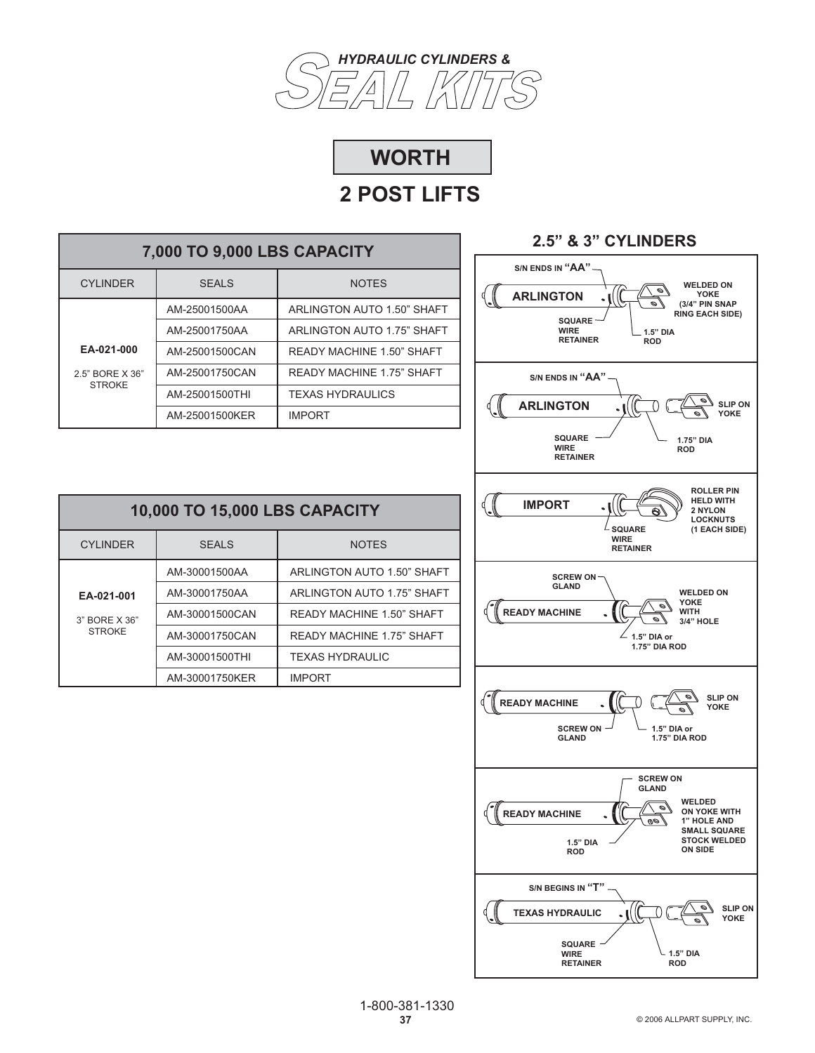# HYDRAULIC CYLINDERS & SEAL KITS

## WORTH

## 2 POST LIFTS

### 7,000 TO 9,000 LBS CAPACITY

| CYLINDER | SEALS | NOTES |
|---|---|---|
| **EA-021-000** 2.5" BORE X 36" STROKE | AM-25001500AA | ARLINGTON AUTO 1.50" SHAFT |
| | AM-25001750AA | ARLINGTON AUTO 1.75" SHAFT |
| | AM-25001500CAN | READY MACHINE 1.50" SHAFT |
| | AM-25001750CAN | READY MACHINE 1.75" SHAFT |
| | AM-25001500THI | TEXAS HYDRAULICS |
| | AM-25001500KER | IMPORT |

### 10,000 TO 15,000 LBS CAPACITY

| CYLINDER | SEALS | NOTES |
|---|---|---|
| **EA-021-001** 3" BORE X 36" STROKE | AM-30001500AA | ARLINGTON AUTO 1.50" SHAFT |
| | AM-30001750AA | ARLINGTON AUTO 1.75" SHAFT |
| | AM-30001500CAN | READY MACHINE 1.50" SHAFT |
| | AM-30001750CAN | READY MACHINE 1.75" SHAFT |
| | AM-30001500THI | TEXAS HYDRAULIC |
| | AM-30001750KER | IMPORT |

### 2.5" & 3" CYLINDERS

**ARLINGTON** — S/N ENDS IN "AA"; SQUARE WIRE RETAINER; 1.5" DIA ROD; WELDED ON YOKE (3/4" PIN SNAP RING EACH SIDE)

**ARLINGTON** — S/N ENDS IN "AA"; SQUARE WIRE RETAINER; 1.75" DIA ROD; SLIP ON YOKE

**IMPORT** — SQUARE WIRE RETAINER; ROLLER PIN HELD WITH 2 NYLON LOCKNUTS (1 EACH SIDE)

**READY MACHINE** — SCREW ON GLAND; 1.5" DIA or 1.75" DIA ROD; WELDED ON YOKE WITH 3/4" HOLE

**READY MACHINE** — SCREW ON GLAND; 1.5" DIA or 1.75" DIA ROD; SLIP ON YOKE

**READY MACHINE** — SCREW ON GLAND; 1.5" DIA ROD; WELDED ON YOKE WITH 1" HOLE AND SMALL SQUARE STOCK WELDED ON SIDE

**TEXAS HYDRAULIC** — S/N BEGINS IN "T"; SQUARE WIRE RETAINER; 1.5" DIA ROD; SLIP ON YOKE

1-800-381-1330

© 2006 ALLPART SUPPLY, INC.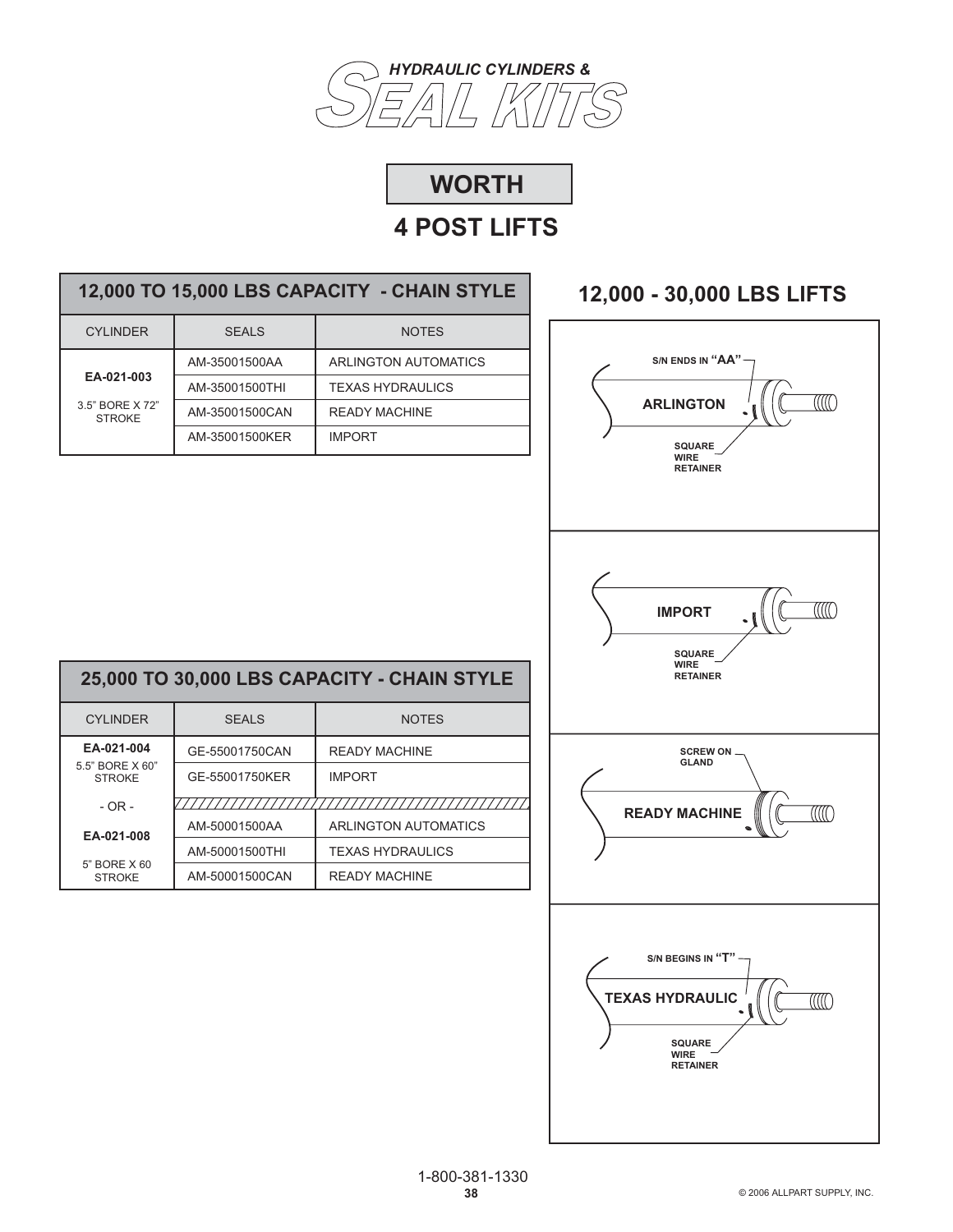*HYDRAULIC CYLINDERS &*
# SEAL KITS

## WORTH

## 4 POST LIFTS

### 12,000 TO 15,000 LBS CAPACITY - CHAIN STYLE

| CYLINDER | SEALS | NOTES |
|---|---|---|
| **EA-021-003** 3.5" BORE X 72" STROKE | AM-35001500AA | ARLINGTON AUTOMATICS |
| | AM-35001500THI | TEXAS HYDRAULICS |
| | AM-35001500CAN | READY MACHINE |
| | AM-35001500KER | IMPORT |

### 25,000 TO 30,000 LBS CAPACITY - CHAIN STYLE

| CYLINDER | SEALS | NOTES |
|---|---|---|
| **EA-021-004** 5.5" BORE X 60" STROKE | GE-55001750CAN | READY MACHINE |
| | GE-55001750KER | IMPORT |
| - OR - | | |
| **EA-021-008** 5" BORE X 60 STROKE | AM-50001500AA | ARLINGTON AUTOMATICS |
| | AM-50001500THI | TEXAS HYDRAULICS |
| | AM-50001500CAN | READY MACHINE |

### 12,000 - 30,000 LBS LIFTS

S/N ENDS IN "AA"
ARLINGTON
SQUARE WIRE RETAINER

IMPORT
SQUARE WIRE RETAINER

SCREW ON GLAND
READY MACHINE

S/N BEGINS IN "T"
TEXAS HYDRAULIC
SQUARE WIRE RETAINER

1-800-381-1330

© 2006 ALLPART SUPPLY, INC.